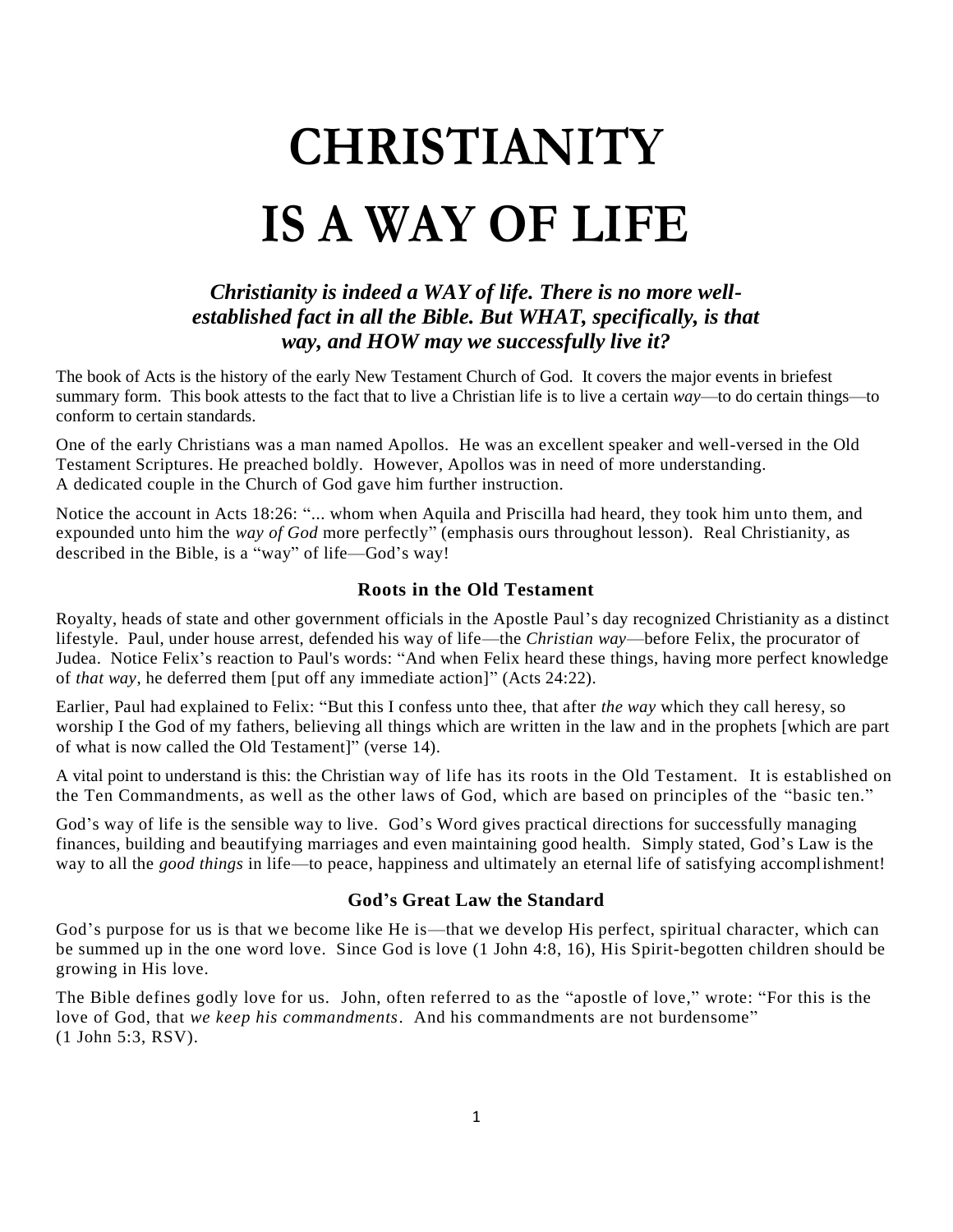# CHRISTIANITY IS A WAY OF LIFE

***Christianity is indeed a WAY of life. There is no more well-established fact in all the Bible. But WHAT, specifically, is that way, and HOW may we successfully live it?***

The book of Acts is the history of the early New Testament Church of God. It covers the major events in briefest summary form. This book attests to the fact that to live a Christian life is to live a certain *way*—to do certain things—to conform to certain standards.

One of the early Christians was a man named Apollos. He was an excellent speaker and well-versed in the Old Testament Scriptures. He preached boldly. However, Apollos was in need of more understanding. A dedicated couple in the Church of God gave him further instruction.

Notice the account in Acts 18:26: "... whom when Aquila and Priscilla had heard, they took him unto them, and expounded unto him the *way of God* more perfectly" (emphasis ours throughout lesson). Real Christianity, as described in the Bible, is a "way" of life—God's way!

### Roots in the Old Testament

Royalty, heads of state and other government officials in the Apostle Paul's day recognized Christianity as a distinct lifestyle. Paul, under house arrest, defended his way of life—the *Christian way*—before Felix, the procurator of Judea. Notice Felix's reaction to Paul's words: "And when Felix heard these things, having more perfect knowledge of *that way*, he deferred them [put off any immediate action]" (Acts 24:22).

Earlier, Paul had explained to Felix: "But this I confess unto thee, that after *the way* which they call heresy, so worship I the God of my fathers, believing all things which are written in the law and in the prophets [which are part of what is now called the Old Testament]" (verse 14).

A vital point to understand is this: the Christian way of life has its roots in the Old Testament. It is established on the Ten Commandments, as well as the other laws of God, which are based on principles of the "basic ten."

God's way of life is the sensible way to live. God's Word gives practical directions for successfully managing finances, building and beautifying marriages and even maintaining good health. Simply stated, God's Law is the way to all the *good things* in life—to peace, happiness and ultimately an eternal life of satisfying accomplishment!

### God's Great Law the Standard

God's purpose for us is that we become like He is—that we develop His perfect, spiritual character, which can be summed up in the one word love. Since God is love (1 John 4:8, 16), His Spirit-begotten children should be growing in His love.

The Bible defines godly love for us. John, often referred to as the "apostle of love," wrote: "For this is the love of God, that *we keep his commandments*. And his commandments are not burdensome" (1 John 5:3, RSV).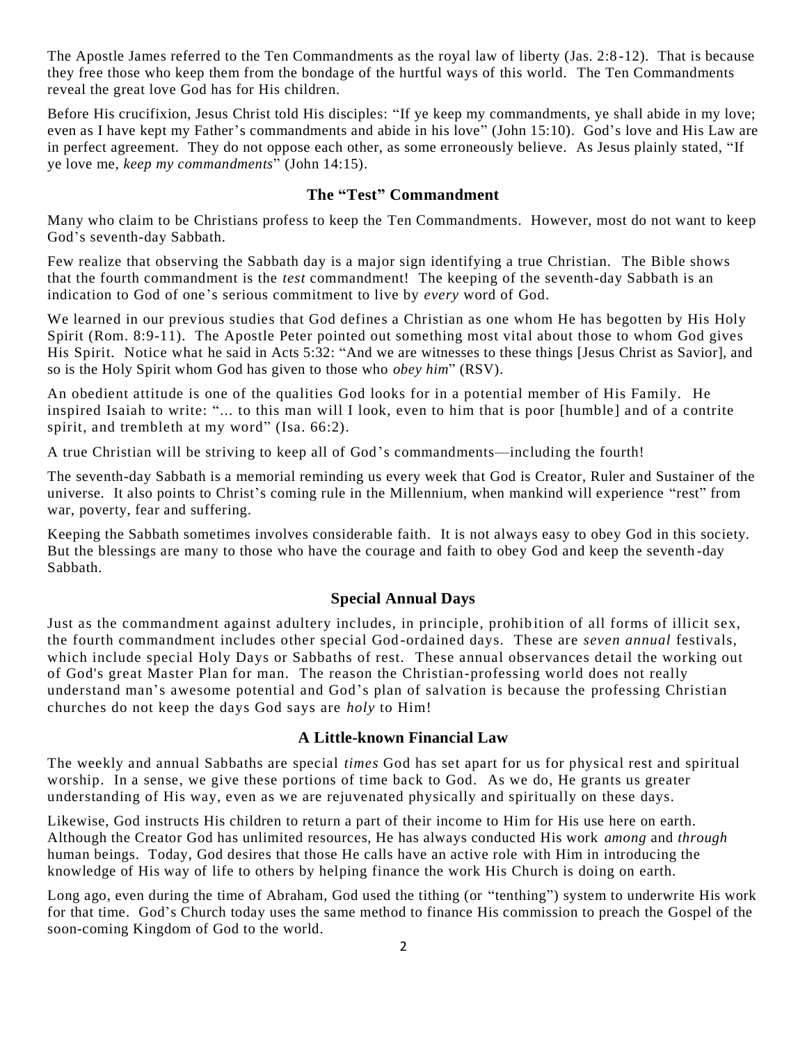The Apostle James referred to the Ten Commandments as the royal law of liberty (Jas. 2:8-12). That is because they free those who keep them from the bondage of the hurtful ways of this world. The Ten Commandments reveal the great love God has for His children.

Before His crucifixion, Jesus Christ told His disciples: "If ye keep my commandments, ye shall abide in my love; even as I have kept my Father's commandments and abide in his love" (John 15:10). God's love and His Law are in perfect agreement. They do not oppose each other, as some erroneously believe. As Jesus plainly stated, "If ye love me, *keep my commandments*" (John 14:15).

## The "Test" Commandment

Many who claim to be Christians profess to keep the Ten Commandments. However, most do not want to keep God's seventh-day Sabbath.

Few realize that observing the Sabbath day is a major sign identifying a true Christian. The Bible shows that the fourth commandment is the *test* commandment! The keeping of the seventh-day Sabbath is an indication to God of one's serious commitment to live by *every* word of God.

We learned in our previous studies that God defines a Christian as one whom He has begotten by His Holy Spirit (Rom. 8:9-11). The Apostle Peter pointed out something most vital about those to whom God gives His Spirit. Notice what he said in Acts 5:32: "And we are witnesses to these things [Jesus Christ as Savior], and so is the Holy Spirit whom God has given to those who *obey him*" (RSV).

An obedient attitude is one of the qualities God looks for in a potential member of His Family. He inspired Isaiah to write: "... to this man will I look, even to him that is poor [humble] and of a contrite spirit, and trembleth at my word" (Isa. 66:2).

A true Christian will be striving to keep all of God's commandments—including the fourth!

The seventh-day Sabbath is a memorial reminding us every week that God is Creator, Ruler and Sustainer of the universe. It also points to Christ's coming rule in the Millennium, when mankind will experience "rest" from war, poverty, fear and suffering.

Keeping the Sabbath sometimes involves considerable faith. It is not always easy to obey God in this society. But the blessings are many to those who have the courage and faith to obey God and keep the seventh-day Sabbath.

## Special Annual Days

Just as the commandment against adultery includes, in principle, prohibition of all forms of illicit sex, the fourth commandment includes other special God-ordained days. These are *seven annual* festivals, which include special Holy Days or Sabbaths of rest. These annual observances detail the working out of God's great Master Plan for man. The reason the Christian-professing world does not really understand man's awesome potential and God's plan of salvation is because the professing Christian churches do not keep the days God says are *holy* to Him!

## A Little-known Financial Law

The weekly and annual Sabbaths are special *times* God has set apart for us for physical rest and spiritual worship. In a sense, we give these portions of time back to God. As we do, He grants us greater understanding of His way, even as we are rejuvenated physically and spiritually on these days.

Likewise, God instructs His children to return a part of their income to Him for His use here on earth. Although the Creator God has unlimited resources, He has always conducted His work *among* and *through* human beings. Today, God desires that those He calls have an active role with Him in introducing the knowledge of His way of life to others by helping finance the work His Church is doing on earth.

Long ago, even during the time of Abraham, God used the tithing (or "tenthing") system to underwrite His work for that time. God's Church today uses the same method to finance His commission to preach the Gospel of the soon-coming Kingdom of God to the world.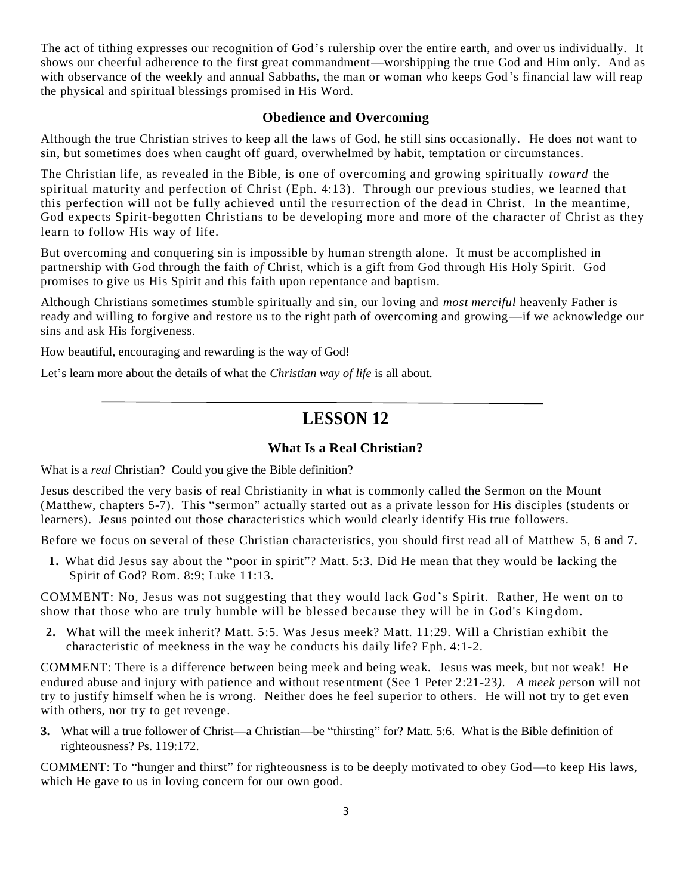The act of tithing expresses our recognition of God's rulership over the entire earth, and over us individually. It shows our cheerful adherence to the first great commandment—worshipping the true God and Him only. And as with observance of the weekly and annual Sabbaths, the man or woman who keeps God's financial law will reap the physical and spiritual blessings promised in His Word.

### Obedience and Overcoming

Although the true Christian strives to keep all the laws of God, he still sins occasionally. He does not want to sin, but sometimes does when caught off guard, overwhelmed by habit, temptation or circumstances.

The Christian life, as revealed in the Bible, is one of overcoming and growing spiritually *toward* the spiritual maturity and perfection of Christ (Eph. 4:13). Through our previous studies, we learned that this perfection will not be fully achieved until the resurrection of the dead in Christ. In the meantime, God expects Spirit-begotten Christians to be developing more and more of the character of Christ as they learn to follow His way of life.

But overcoming and conquering sin is impossible by human strength alone. It must be accomplished in partnership with God through the faith *of* Christ, which is a gift from God through His Holy Spirit. God promises to give us His Spirit and this faith upon repentance and baptism.

Although Christians sometimes stumble spiritually and sin, our loving and *most merciful* heavenly Father is ready and willing to forgive and restore us to the right path of overcoming and growing—if we acknowledge our sins and ask His forgiveness.

How beautiful, encouraging and rewarding is the way of God!

Let's learn more about the details of what the *Christian way of life* is all about.

---

## LESSON 12

### What Is a Real Christian?

What is a *real* Christian? Could you give the Bible definition?

Jesus described the very basis of real Christianity in what is commonly called the Sermon on the Mount (Matthew, chapters 5-7). This "sermon" actually started out as a private lesson for His disciples (students or learners). Jesus pointed out those characteristics which would clearly identify His true followers.

Before we focus on several of these Christian characteristics, you should first read all of Matthew 5, 6 and 7.

**1.** What did Jesus say about the "poor in spirit"? Matt. 5:3. Did He mean that they would be lacking the Spirit of God? Rom. 8:9; Luke 11:13.

COMMENT: No, Jesus was not suggesting that they would lack God's Spirit. Rather, He went on to show that those who are truly humble will be blessed because they will be in God's Kingdom.

**2.** What will the meek inherit? Matt. 5:5. Was Jesus meek? Matt. 11:29. Will a Christian exhibit the characteristic of meekness in the way he conducts his daily life? Eph. 4:1-2.

COMMENT: There is a difference between being meek and being weak. Jesus was meek, but not weak! He endured abuse and injury with patience and without resentment (See 1 Peter 2:21-23*)*. *A meek pe*rson will not try to justify himself when he is wrong. Neither does he feel superior to others. He will not try to get even with others, nor try to get revenge.

**3.** What will a true follower of Christ—a Christian—be "thirsting" for? Matt. 5:6. What is the Bible definition of righteousness? Ps. 119:172.

COMMENT: To "hunger and thirst" for righteousness is to be deeply motivated to obey God—to keep His laws, which He gave to us in loving concern for our own good.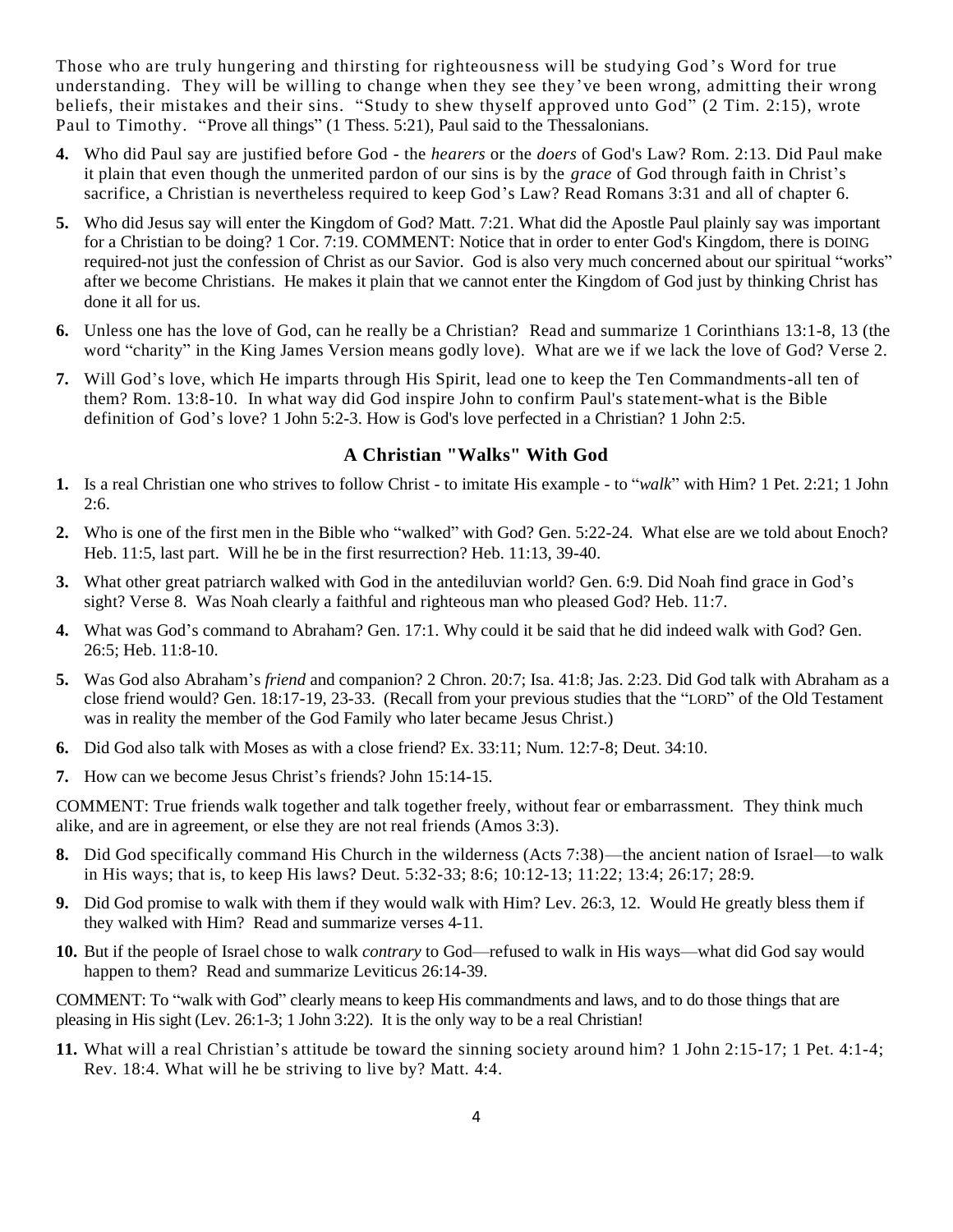Those who are truly hungering and thirsting for righteousness will be studying God's Word for true understanding. They will be willing to change when they see they've been wrong, admitting their wrong beliefs, their mistakes and their sins. "Study to shew thyself approved unto God" (2 Tim. 2:15), wrote Paul to Timothy. "Prove all things" (1 Thess. 5:21), Paul said to the Thessalonians.

**4.** Who did Paul say are justified before God - the *hearers* or the *doers* of God's Law? Rom. 2:13. Did Paul make it plain that even though the unmerited pardon of our sins is by the *grace* of God through faith in Christ's sacrifice, a Christian is nevertheless required to keep God's Law? Read Romans 3:31 and all of chapter 6.

**5.** Who did Jesus say will enter the Kingdom of God? Matt. 7:21. What did the Apostle Paul plainly say was important for a Christian to be doing? 1 Cor. 7:19. COMMENT: Notice that in order to enter God's Kingdom, there is DOING required-not just the confession of Christ as our Savior. God is also very much concerned about our spiritual "works" after we become Christians. He makes it plain that we cannot enter the Kingdom of God just by thinking Christ has done it all for us.

**6.** Unless one has the love of God, can he really be a Christian? Read and summarize 1 Corinthians 13:1-8, 13 (the word "charity" in the King James Version means godly love). What are we if we lack the love of God? Verse 2.

**7.** Will God's love, which He imparts through His Spirit, lead one to keep the Ten Commandments-all ten of them? Rom. 13:8-10. In what way did God inspire John to confirm Paul's statement-what is the Bible definition of God's love? 1 John 5:2-3. How is God's love perfected in a Christian? 1 John 2:5.

## A Christian "Walks" With God

**1.** Is a real Christian one who strives to follow Christ - to imitate His example - to "*walk*" with Him? 1 Pet. 2:21; 1 John 2:6.

**2.** Who is one of the first men in the Bible who "walked" with God? Gen. 5:22-24. What else are we told about Enoch? Heb. 11:5, last part. Will he be in the first resurrection? Heb. 11:13, 39-40.

**3.** What other great patriarch walked with God in the antediluvian world? Gen. 6:9. Did Noah find grace in God's sight? Verse 8. Was Noah clearly a faithful and righteous man who pleased God? Heb. 11:7.

**4.** What was God's command to Abraham? Gen. 17:1. Why could it be said that he did indeed walk with God? Gen. 26:5; Heb. 11:8-10.

**5.** Was God also Abraham's *friend* and companion? 2 Chron. 20:7; Isa. 41:8; Jas. 2:23. Did God talk with Abraham as a close friend would? Gen. 18:17-19, 23-33. (Recall from your previous studies that the "LORD" of the Old Testament was in reality the member of the God Family who later became Jesus Christ.)

**6.** Did God also talk with Moses as with a close friend? Ex. 33:11; Num. 12:7-8; Deut. 34:10.

**7.** How can we become Jesus Christ's friends? John 15:14-15.

COMMENT: True friends walk together and talk together freely, without fear or embarrassment. They think much alike, and are in agreement, or else they are not real friends (Amos 3:3).

**8.** Did God specifically command His Church in the wilderness (Acts 7:38)—the ancient nation of Israel—to walk in His ways; that is, to keep His laws? Deut. 5:32-33; 8:6; 10:12-13; 11:22; 13:4; 26:17; 28:9.

**9.** Did God promise to walk with them if they would walk with Him? Lev. 26:3, 12. Would He greatly bless them if they walked with Him? Read and summarize verses 4-11.

**10.** But if the people of Israel chose to walk *contrary* to God—refused to walk in His ways—what did God say would happen to them? Read and summarize Leviticus 26:14-39.

COMMENT: To "walk with God" clearly means to keep His commandments and laws, and to do those things that are pleasing in His sight (Lev. 26:1-3; 1 John 3:22). It is the only way to be a real Christian!

**11.** What will a real Christian's attitude be toward the sinning society around him? 1 John 2:15-17; 1 Pet. 4:1-4; Rev. 18:4. What will he be striving to live by? Matt. 4:4.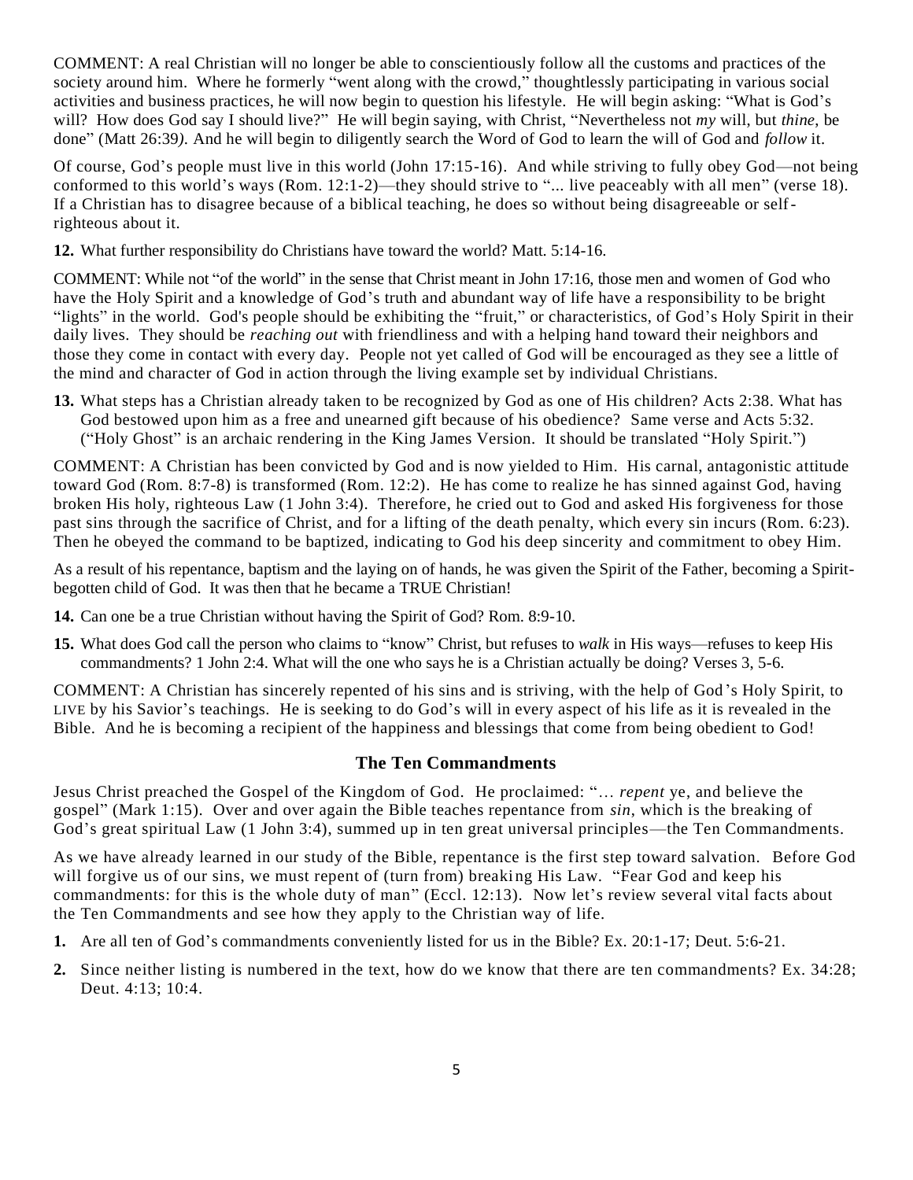COMMENT: A real Christian will no longer be able to conscientiously follow all the customs and practices of the society around him. Where he formerly "went along with the crowd," thoughtlessly participating in various social activities and business practices, he will now begin to question his lifestyle. He will begin asking: "What is God's will? How does God say I should live?" He will begin saying, with Christ, "Nevertheless not *my* will, but *thine*, be done" (Matt 26:39). And he will begin to diligently search the Word of God to learn the will of God and *follow* it.

Of course, God's people must live in this world (John 17:15-16). And while striving to fully obey God—not being conformed to this world's ways (Rom. 12:1-2)—they should strive to "... live peaceably with all men" (verse 18). If a Christian has to disagree because of a biblical teaching, he does so without being disagreeable or self-righteous about it.

**12.** What further responsibility do Christians have toward the world? Matt. 5:14-16.

COMMENT: While not "of the world" in the sense that Christ meant in John 17:16, those men and women of God who have the Holy Spirit and a knowledge of God's truth and abundant way of life have a responsibility to be bright "lights" in the world. God's people should be exhibiting the "fruit," or characteristics, of God's Holy Spirit in their daily lives. They should be *reaching out* with friendliness and with a helping hand toward their neighbors and those they come in contact with every day. People not yet called of God will be encouraged as they see a little of the mind and character of God in action through the living example set by individual Christians.

**13.** What steps has a Christian already taken to be recognized by God as one of His children? Acts 2:38. What has God bestowed upon him as a free and unearned gift because of his obedience? Same verse and Acts 5:32. ("Holy Ghost" is an archaic rendering in the King James Version. It should be translated "Holy Spirit.")

COMMENT: A Christian has been convicted by God and is now yielded to Him. His carnal, antagonistic attitude toward God (Rom. 8:7-8) is transformed (Rom. 12:2). He has come to realize he has sinned against God, having broken His holy, righteous Law (1 John 3:4). Therefore, he cried out to God and asked His forgiveness for those past sins through the sacrifice of Christ, and for a lifting of the death penalty, which every sin incurs (Rom. 6:23). Then he obeyed the command to be baptized, indicating to God his deep sincerity and commitment to obey Him.

As a result of his repentance, baptism and the laying on of hands, he was given the Spirit of the Father, becoming a Spirit-begotten child of God. It was then that he became a TRUE Christian!

**14.** Can one be a true Christian without having the Spirit of God? Rom. 8:9-10.

**15.** What does God call the person who claims to "know" Christ, but refuses to *walk* in His ways—refuses to keep His commandments? 1 John 2:4. What will the one who says he is a Christian actually be doing? Verses 3, 5-6.

COMMENT: A Christian has sincerely repented of his sins and is striving, with the help of God's Holy Spirit, to LIVE by his Savior's teachings. He is seeking to do God's will in every aspect of his life as it is revealed in the Bible. And he is becoming a recipient of the happiness and blessings that come from being obedient to God!

### The Ten Commandments

Jesus Christ preached the Gospel of the Kingdom of God. He proclaimed: "… *repent* ye, and believe the gospel" (Mark 1:15). Over and over again the Bible teaches repentance from *sin*, which is the breaking of God's great spiritual Law (1 John 3:4), summed up in ten great universal principles—the Ten Commandments.

As we have already learned in our study of the Bible, repentance is the first step toward salvation. Before God will forgive us of our sins, we must repent of (turn from) breaking His Law. "Fear God and keep his commandments: for this is the whole duty of man" (Eccl. 12:13). Now let's review several vital facts about the Ten Commandments and see how they apply to the Christian way of life.

**1.** Are all ten of God's commandments conveniently listed for us in the Bible? Ex. 20:1-17; Deut. 5:6-21.

**2.** Since neither listing is numbered in the text, how do we know that there are ten commandments? Ex. 34:28; Deut. 4:13; 10:4.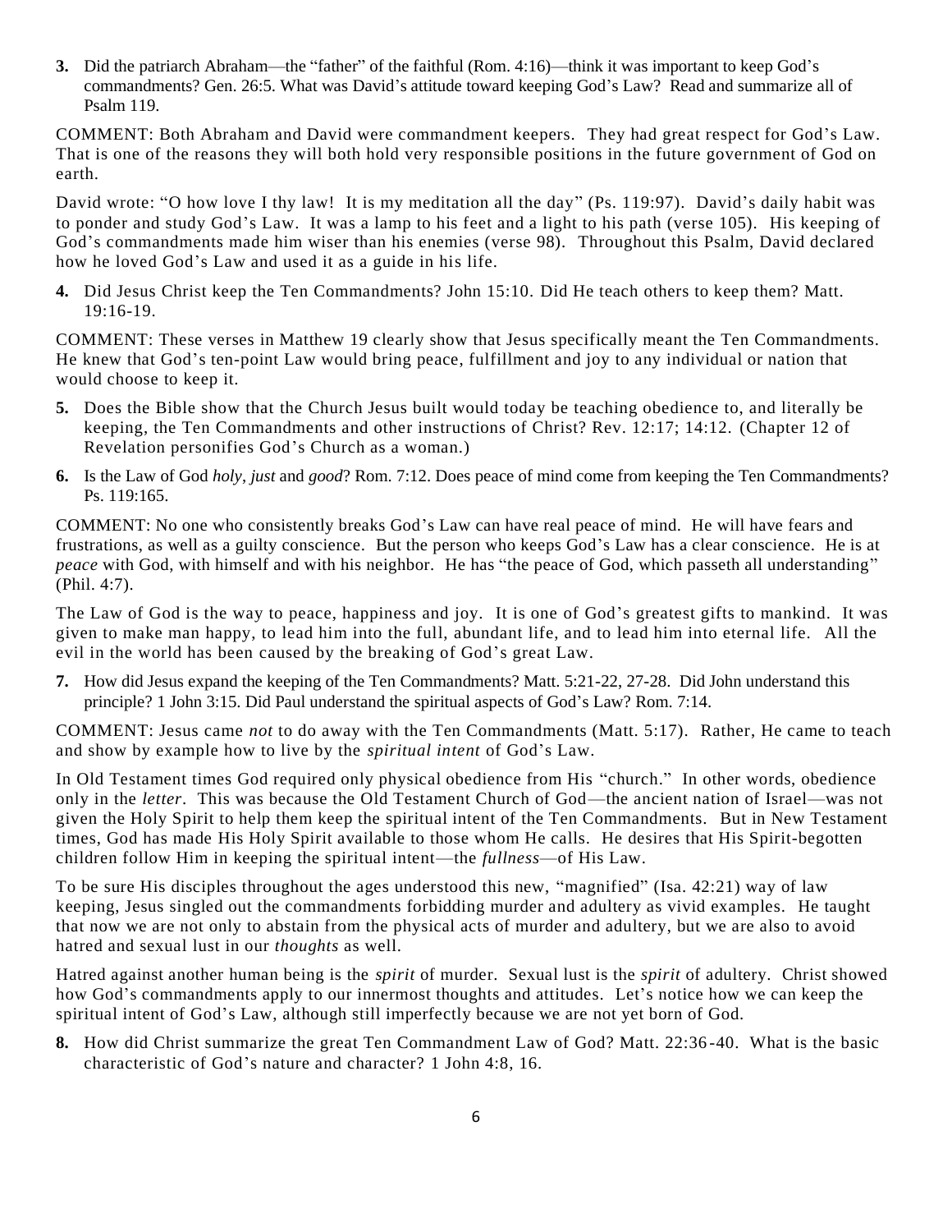**3.** Did the patriarch Abraham—the "father" of the faithful (Rom. 4:16)—think it was important to keep God's commandments? Gen. 26:5. What was David's attitude toward keeping God's Law? Read and summarize all of Psalm 119.

COMMENT: Both Abraham and David were commandment keepers. They had great respect for God's Law. That is one of the reasons they will both hold very responsible positions in the future government of God on earth.

David wrote: "O how love I thy law! It is my meditation all the day" (Ps. 119:97). David's daily habit was to ponder and study God's Law. It was a lamp to his feet and a light to his path (verse 105). His keeping of God's commandments made him wiser than his enemies (verse 98). Throughout this Psalm, David declared how he loved God's Law and used it as a guide in his life.

**4.** Did Jesus Christ keep the Ten Commandments? John 15:10. Did He teach others to keep them? Matt. 19:16-19.

COMMENT: These verses in Matthew 19 clearly show that Jesus specifically meant the Ten Commandments. He knew that God's ten-point Law would bring peace, fulfillment and joy to any individual or nation that would choose to keep it.

**5.** Does the Bible show that the Church Jesus built would today be teaching obedience to, and literally be keeping, the Ten Commandments and other instructions of Christ? Rev. 12:17; 14:12. (Chapter 12 of Revelation personifies God's Church as a woman.)

**6.** Is the Law of God *holy*, *just* and *good*? Rom. 7:12. Does peace of mind come from keeping the Ten Commandments? Ps. 119:165.

COMMENT: No one who consistently breaks God's Law can have real peace of mind. He will have fears and frustrations, as well as a guilty conscience. But the person who keeps God's Law has a clear conscience. He is at *peace* with God, with himself and with his neighbor. He has "the peace of God, which passeth all understanding" (Phil. 4:7).

The Law of God is the way to peace, happiness and joy. It is one of God's greatest gifts to mankind. It was given to make man happy, to lead him into the full, abundant life, and to lead him into eternal life. All the evil in the world has been caused by the breaking of God's great Law.

**7.** How did Jesus expand the keeping of the Ten Commandments? Matt. 5:21-22, 27-28. Did John understand this principle? 1 John 3:15. Did Paul understand the spiritual aspects of God's Law? Rom. 7:14.

COMMENT: Jesus came *not* to do away with the Ten Commandments (Matt. 5:17). Rather, He came to teach and show by example how to live by the *spiritual intent* of God's Law.

In Old Testament times God required only physical obedience from His "church." In other words, obedience only in the *letter*. This was because the Old Testament Church of God—the ancient nation of Israel—was not given the Holy Spirit to help them keep the spiritual intent of the Ten Commandments. But in New Testament times, God has made His Holy Spirit available to those whom He calls. He desires that His Spirit-begotten children follow Him in keeping the spiritual intent—the *fullness*—of His Law.

To be sure His disciples throughout the ages understood this new, "magnified" (Isa. 42:21) way of law keeping, Jesus singled out the commandments forbidding murder and adultery as vivid examples. He taught that now we are not only to abstain from the physical acts of murder and adultery, but we are also to avoid hatred and sexual lust in our *thoughts* as well.

Hatred against another human being is the *spirit* of murder. Sexual lust is the *spirit* of adultery. Christ showed how God's commandments apply to our innermost thoughts and attitudes. Let's notice how we can keep the spiritual intent of God's Law, although still imperfectly because we are not yet born of God.

**8.** How did Christ summarize the great Ten Commandment Law of God? Matt. 22:36-40. What is the basic characteristic of God's nature and character? 1 John 4:8, 16.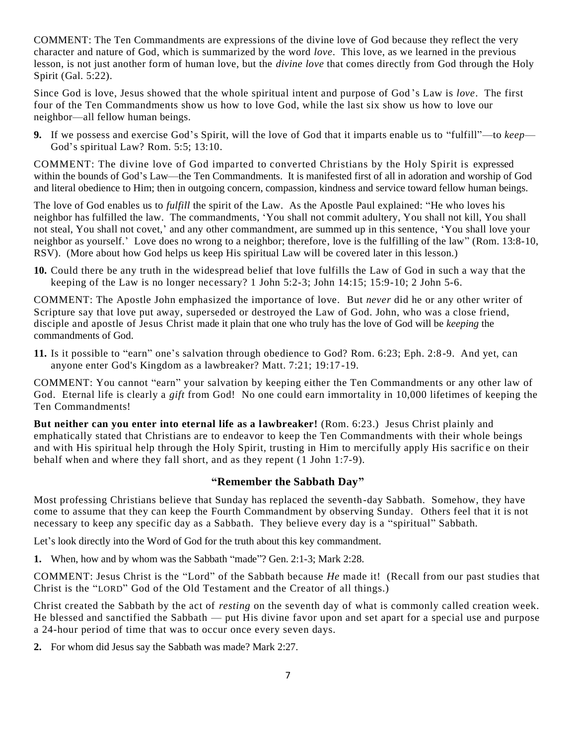COMMENT: The Ten Commandments are expressions of the divine love of God because they reflect the very character and nature of God, which is summarized by the word *love*. This love, as we learned in the previous lesson, is not just another form of human love, but the *divine love* that comes directly from God through the Holy Spirit (Gal. 5:22).

Since God is love, Jesus showed that the whole spiritual intent and purpose of God's Law is *love*. The first four of the Ten Commandments show us how to love God, while the last six show us how to love our neighbor—all fellow human beings.

**9.** If we possess and exercise God's Spirit, will the love of God that it imparts enable us to "fulfill"—to *keep*—God's spiritual Law? Rom. 5:5; 13:10.

COMMENT: The divine love of God imparted to converted Christians by the Holy Spirit is expressed within the bounds of God's Law—the Ten Commandments. It is manifested first of all in adoration and worship of God and literal obedience to Him; then in outgoing concern, compassion, kindness and service toward fellow human beings.

The love of God enables us to *fulfill* the spirit of the Law. As the Apostle Paul explained: "He who loves his neighbor has fulfilled the law. The commandments, 'You shall not commit adultery, You shall not kill, You shall not steal, You shall not covet,' and any other commandment, are summed up in this sentence, 'You shall love your neighbor as yourself.' Love does no wrong to a neighbor; therefore, love is the fulfilling of the law" (Rom. 13:8-10, RSV). (More about how God helps us keep His spiritual Law will be covered later in this lesson.)

**10.** Could there be any truth in the widespread belief that love fulfills the Law of God in such a way that the keeping of the Law is no longer necessary? 1 John 5:2-3; John 14:15; 15:9-10; 2 John 5-6.

COMMENT: The Apostle John emphasized the importance of love. But *never* did he or any other writer of Scripture say that love put away, superseded or destroyed the Law of God. John, who was a close friend, disciple and apostle of Jesus Christ made it plain that one who truly has the love of God will be *keeping* the commandments of God.

**11.** Is it possible to "earn" one's salvation through obedience to God? Rom. 6:23; Eph. 2:8-9. And yet, can anyone enter God's Kingdom as a lawbreaker? Matt. 7:21; 19:17-19.

COMMENT: You cannot "earn" your salvation by keeping either the Ten Commandments or any other law of God. Eternal life is clearly a *gift* from God! No one could earn immortality in 10,000 lifetimes of keeping the Ten Commandments!

**But neither can you enter into eternal life as a lawbreaker!** (Rom. 6:23.) Jesus Christ plainly and emphatically stated that Christians are to endeavor to keep the Ten Commandments with their whole beings and with His spiritual help through the Holy Spirit, trusting in Him to mercifully apply His sacrifice on their behalf when and where they fall short, and as they repent (1 John 1:7-9).

## "Remember the Sabbath Day"

Most professing Christians believe that Sunday has replaced the seventh-day Sabbath. Somehow, they have come to assume that they can keep the Fourth Commandment by observing Sunday. Others feel that it is not necessary to keep any specific day as a Sabbath. They believe every day is a "spiritual" Sabbath.

Let's look directly into the Word of God for the truth about this key commandment.

**1.** When, how and by whom was the Sabbath "made"? Gen. 2:1-3; Mark 2:28.

COMMENT: Jesus Christ is the "Lord" of the Sabbath because *He* made it! (Recall from our past studies that Christ is the "LORD" God of the Old Testament and the Creator of all things.)

Christ created the Sabbath by the act of *resting* on the seventh day of what is commonly called creation week. He blessed and sanctified the Sabbath — put His divine favor upon and set apart for a special use and purpose a 24-hour period of time that was to occur once every seven days.

**2.** For whom did Jesus say the Sabbath was made? Mark 2:27.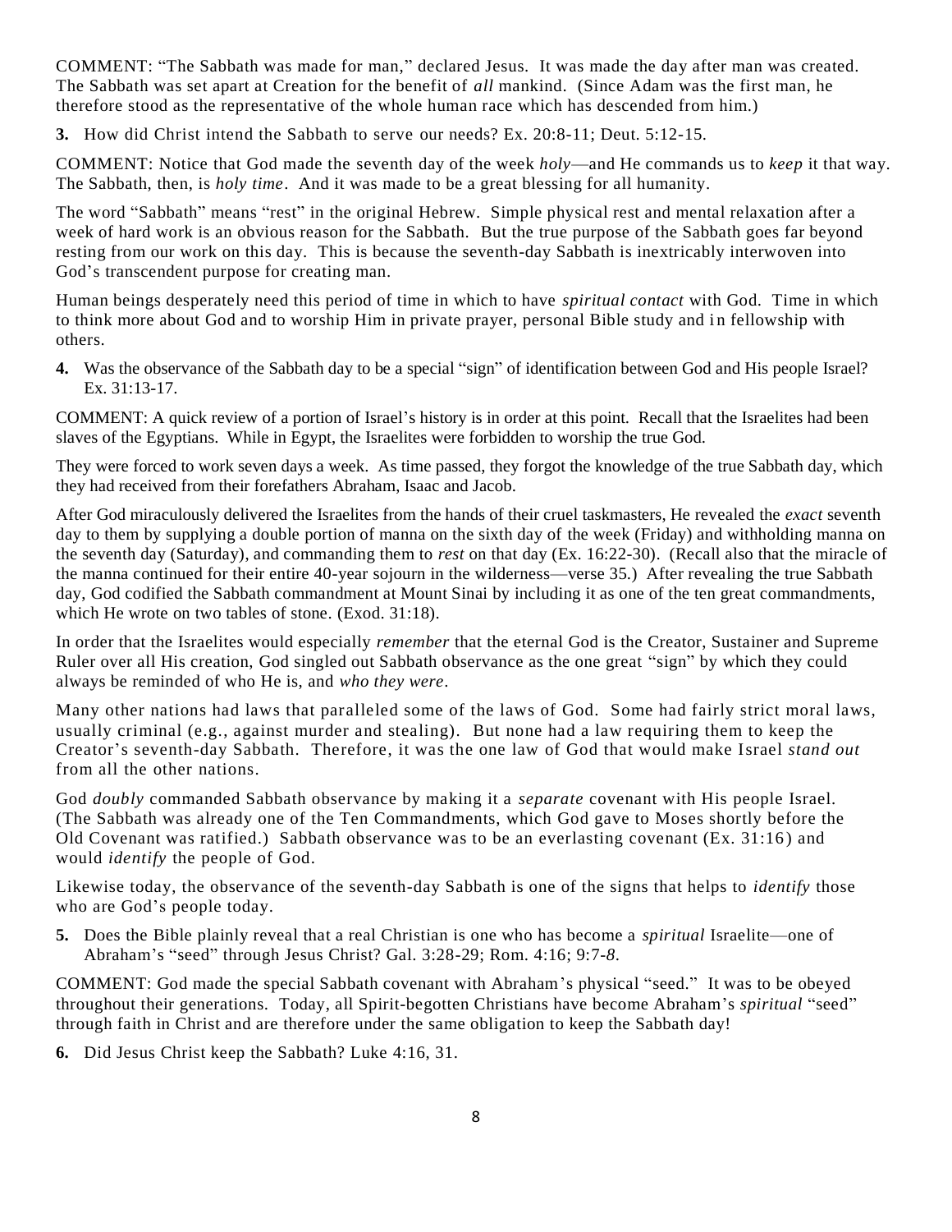COMMENT: "The Sabbath was made for man," declared Jesus. It was made the day after man was created. The Sabbath was set apart at Creation for the benefit of *all* mankind. (Since Adam was the first man, he therefore stood as the representative of the whole human race which has descended from him.)

**3.** How did Christ intend the Sabbath to serve our needs? Ex. 20:8-11; Deut. 5:12-15.

COMMENT: Notice that God made the seventh day of the week *holy*—and He commands us to *keep* it that way. The Sabbath, then, is *holy time*. And it was made to be a great blessing for all humanity.

The word "Sabbath" means "rest" in the original Hebrew. Simple physical rest and mental relaxation after a week of hard work is an obvious reason for the Sabbath. But the true purpose of the Sabbath goes far beyond resting from our work on this day. This is because the seventh-day Sabbath is inextricably interwoven into God's transcendent purpose for creating man.

Human beings desperately need this period of time in which to have *spiritual contact* with God. Time in which to think more about God and to worship Him in private prayer, personal Bible study and in fellowship with others.

**4.** Was the observance of the Sabbath day to be a special "sign" of identification between God and His people Israel? Ex. 31:13-17.

COMMENT: A quick review of a portion of Israel's history is in order at this point. Recall that the Israelites had been slaves of the Egyptians. While in Egypt, the Israelites were forbidden to worship the true God.

They were forced to work seven days a week. As time passed, they forgot the knowledge of the true Sabbath day, which they had received from their forefathers Abraham, Isaac and Jacob.

After God miraculously delivered the Israelites from the hands of their cruel taskmasters, He revealed the *exact* seventh day to them by supplying a double portion of manna on the sixth day of the week (Friday) and withholding manna on the seventh day (Saturday), and commanding them to *rest* on that day (Ex. 16:22-30). (Recall also that the miracle of the manna continued for their entire 40-year sojourn in the wilderness—verse 35.) After revealing the true Sabbath day, God codified the Sabbath commandment at Mount Sinai by including it as one of the ten great commandments, which He wrote on two tables of stone. (Exod. 31:18).

In order that the Israelites would especially *remember* that the eternal God is the Creator, Sustainer and Supreme Ruler over all His creation, God singled out Sabbath observance as the one great "sign" by which they could always be reminded of who He is, and *who they were*.

Many other nations had laws that paralleled some of the laws of God. Some had fairly strict moral laws, usually criminal (e.g., against murder and stealing). But none had a law requiring them to keep the Creator's seventh-day Sabbath. Therefore, it was the one law of God that would make Israel *stand out* from all the other nations.

God *doubly* commanded Sabbath observance by making it a *separate* covenant with His people Israel. (The Sabbath was already one of the Ten Commandments, which God gave to Moses shortly before the Old Covenant was ratified.) Sabbath observance was to be an everlasting covenant (Ex. 31:16) and would *identify* the people of God.

Likewise today, the observance of the seventh-day Sabbath is one of the signs that helps to *identify* those who are God's people today.

**5.** Does the Bible plainly reveal that a real Christian is one who has become a *spiritual* Israelite—one of Abraham's "seed" through Jesus Christ? Gal. 3:28-29; Rom. 4:16; 9:7-*8*.

COMMENT: God made the special Sabbath covenant with Abraham's physical "seed." It was to be obeyed throughout their generations. Today, all Spirit-begotten Christians have become Abraham's *spiritual* "seed" through faith in Christ and are therefore under the same obligation to keep the Sabbath day!

**6.** Did Jesus Christ keep the Sabbath? Luke 4:16, 31.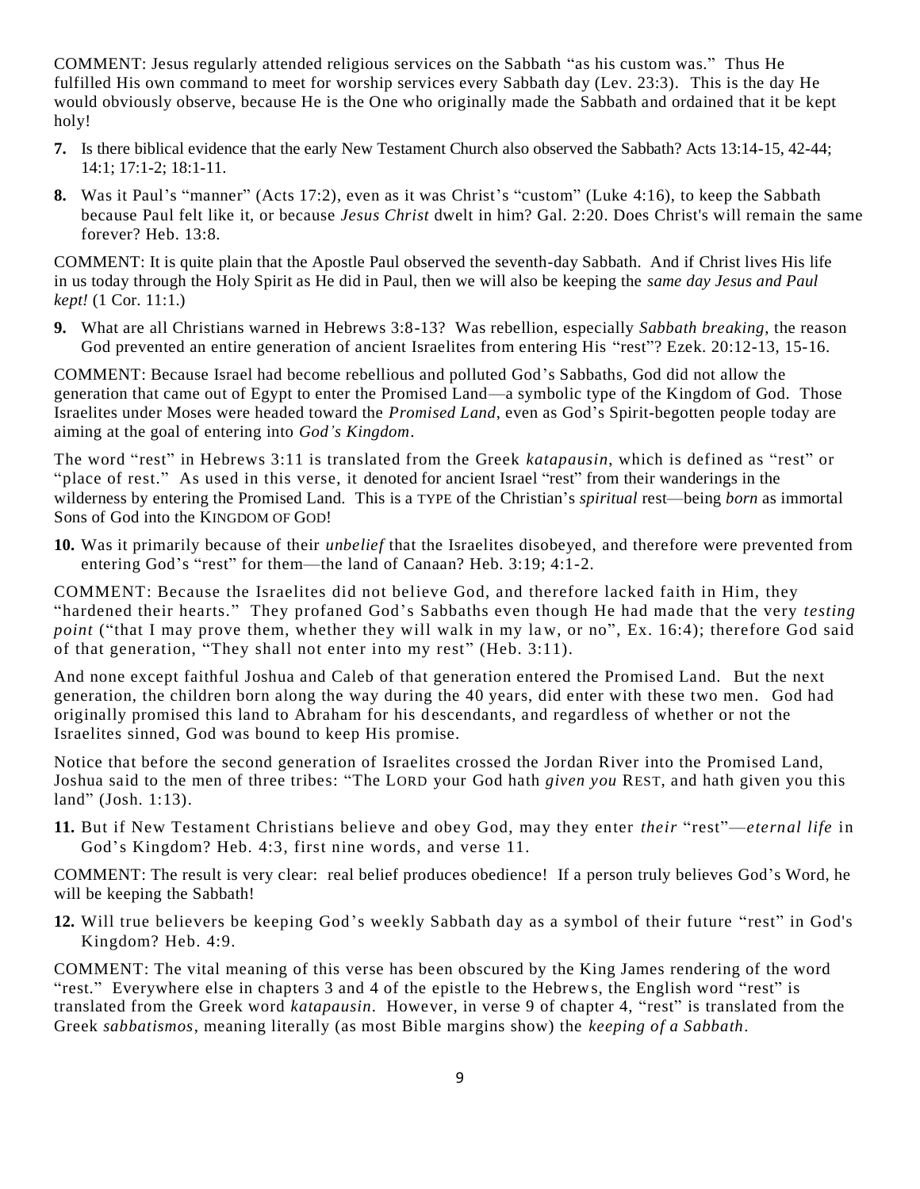COMMENT: Jesus regularly attended religious services on the Sabbath "as his custom was." Thus He fulfilled His own command to meet for worship services every Sabbath day (Lev. 23:3). This is the day He would obviously observe, because He is the One who originally made the Sabbath and ordained that it be kept holy!

**7.** Is there biblical evidence that the early New Testament Church also observed the Sabbath? Acts 13:14-15, 42-44; 14:1; 17:1-2; 18:1-11.

**8.** Was it Paul's "manner" (Acts 17:2), even as it was Christ's "custom" (Luke 4:16), to keep the Sabbath because Paul felt like it, or because *Jesus Christ* dwelt in him? Gal. 2:20. Does Christ's will remain the same forever? Heb. 13:8.

COMMENT: It is quite plain that the Apostle Paul observed the seventh-day Sabbath. And if Christ lives His life in us today through the Holy Spirit as He did in Paul, then we will also be keeping the *same day Jesus and Paul kept!* (1 Cor. 11:1.)

**9.** What are all Christians warned in Hebrews 3:8-13? Was rebellion, especially *Sabbath breaking*, the reason God prevented an entire generation of ancient Israelites from entering His "rest"? Ezek. 20:12-13, 15-16.

COMMENT: Because Israel had become rebellious and polluted God's Sabbaths, God did not allow the generation that came out of Egypt to enter the Promised Land—a symbolic type of the Kingdom of God. Those Israelites under Moses were headed toward the *Promised Land*, even as God's Spirit-begotten people today are aiming at the goal of entering into *God's Kingdom*.

The word "rest" in Hebrews 3:11 is translated from the Greek *katapausin*, which is defined as "rest" or "place of rest." As used in this verse, it denoted for ancient Israel "rest" from their wanderings in the wilderness by entering the Promised Land. This is a TYPE of the Christian's *spiritual* rest—being *born* as immortal Sons of God into the KINGDOM OF GOD!

**10.** Was it primarily because of their *unbelief* that the Israelites disobeyed, and therefore were prevented from entering God's "rest" for them—the land of Canaan? Heb. 3:19; 4:1-2.

COMMENT: Because the Israelites did not believe God, and therefore lacked faith in Him, they "hardened their hearts." They profaned God's Sabbaths even though He had made that the very *testing point* ("that I may prove them, whether they will walk in my law, or no", Ex. 16:4); therefore God said of that generation, "They shall not enter into my rest" (Heb. 3:11).

And none except faithful Joshua and Caleb of that generation entered the Promised Land. But the next generation, the children born along the way during the 40 years, did enter with these two men. God had originally promised this land to Abraham for his descendants, and regardless of whether or not the Israelites sinned, God was bound to keep His promise.

Notice that before the second generation of Israelites crossed the Jordan River into the Promised Land, Joshua said to the men of three tribes: "The LORD your God hath *given you* REST, and hath given you this land" (Josh. 1:13).

**11.** But if New Testament Christians believe and obey God, may they enter *their* "rest"—*eternal life* in God's Kingdom? Heb. 4:3, first nine words, and verse 11.

COMMENT: The result is very clear: real belief produces obedience! If a person truly believes God's Word, he will be keeping the Sabbath!

**12.** Will true believers be keeping God's weekly Sabbath day as a symbol of their future "rest" in God's Kingdom? Heb. 4:9.

COMMENT: The vital meaning of this verse has been obscured by the King James rendering of the word "rest." Everywhere else in chapters 3 and 4 of the epistle to the Hebrews, the English word "rest" is translated from the Greek word *katapausin*. However, in verse 9 of chapter 4, "rest" is translated from the Greek *sabbatismos*, meaning literally (as most Bible margins show) the *keeping of a Sabbath*.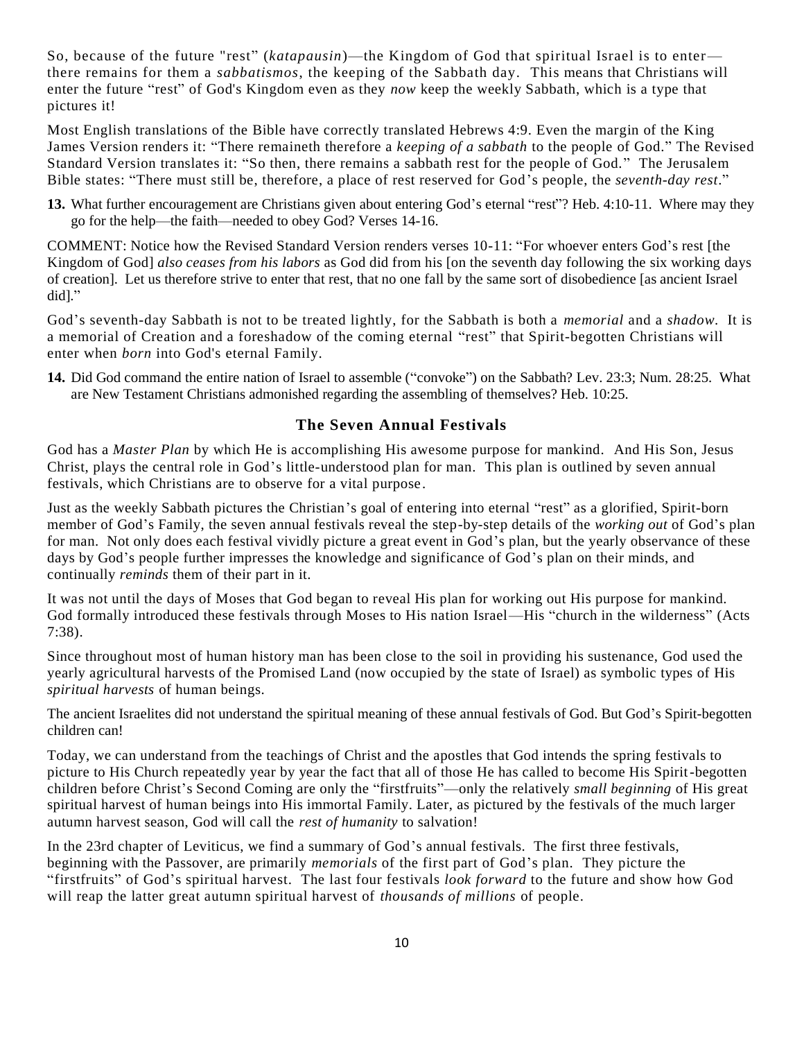So, because of the future "rest" (*katapausin*)—the Kingdom of God that spiritual Israel is to enter—there remains for them a *sabbatismos*, the keeping of the Sabbath day. This means that Christians will enter the future "rest" of God's Kingdom even as they *now* keep the weekly Sabbath, which is a type that pictures it!

Most English translations of the Bible have correctly translated Hebrews 4:9. Even the margin of the King James Version renders it: "There remaineth therefore a *keeping of a sabbath* to the people of God." The Revised Standard Version translates it: "So then, there remains a sabbath rest for the people of God." The Jerusalem Bible states: "There must still be, therefore, a place of rest reserved for God's people, the *seventh-day rest*."

**13.** What further encouragement are Christians given about entering God's eternal "rest"? Heb. 4:10-11. Where may they go for the help—the faith—needed to obey God? Verses 14-16.

COMMENT: Notice how the Revised Standard Version renders verses 10-11: "For whoever enters God's rest [the Kingdom of God] *also ceases from his labors* as God did from his [on the seventh day following the six working days of creation]. Let us therefore strive to enter that rest, that no one fall by the same sort of disobedience [as ancient Israel did]."

God's seventh-day Sabbath is not to be treated lightly, for the Sabbath is both a *memorial* and a *shadow*. It is a memorial of Creation and a foreshadow of the coming eternal "rest" that Spirit-begotten Christians will enter when *born* into God's eternal Family.

**14.** Did God command the entire nation of Israel to assemble ("convoke") on the Sabbath? Lev. 23:3; Num. 28:25. What are New Testament Christians admonished regarding the assembling of themselves? Heb. 10:25.

## The Seven Annual Festivals

God has a *Master Plan* by which He is accomplishing His awesome purpose for mankind. And His Son, Jesus Christ, plays the central role in God's little-understood plan for man. This plan is outlined by seven annual festivals, which Christians are to observe for a vital purpose.

Just as the weekly Sabbath pictures the Christian's goal of entering into eternal "rest" as a glorified, Spirit-born member of God's Family, the seven annual festivals reveal the step-by-step details of the *working out* of God's plan for man. Not only does each festival vividly picture a great event in God's plan, but the yearly observance of these days by God's people further impresses the knowledge and significance of God's plan on their minds, and continually *reminds* them of their part in it.

It was not until the days of Moses that God began to reveal His plan for working out His purpose for mankind. God formally introduced these festivals through Moses to His nation Israel—His "church in the wilderness" (Acts 7:38).

Since throughout most of human history man has been close to the soil in providing his sustenance, God used the yearly agricultural harvests of the Promised Land (now occupied by the state of Israel) as symbolic types of His *spiritual harvests* of human beings.

The ancient Israelites did not understand the spiritual meaning of these annual festivals of God. But God's Spirit-begotten children can!

Today, we can understand from the teachings of Christ and the apostles that God intends the spring festivals to picture to His Church repeatedly year by year the fact that all of those He has called to become His Spirit-begotten children before Christ's Second Coming are only the "firstfruits"—only the relatively *small beginning* of His great spiritual harvest of human beings into His immortal Family. Later, as pictured by the festivals of the much larger autumn harvest season, God will call the *rest of humanity* to salvation!

In the 23rd chapter of Leviticus, we find a summary of God's annual festivals. The first three festivals, beginning with the Passover, are primarily *memorials* of the first part of God's plan. They picture the "firstfruits" of God's spiritual harvest. The last four festivals *look forward* to the future and show how God will reap the latter great autumn spiritual harvest of *thousands of millions* of people.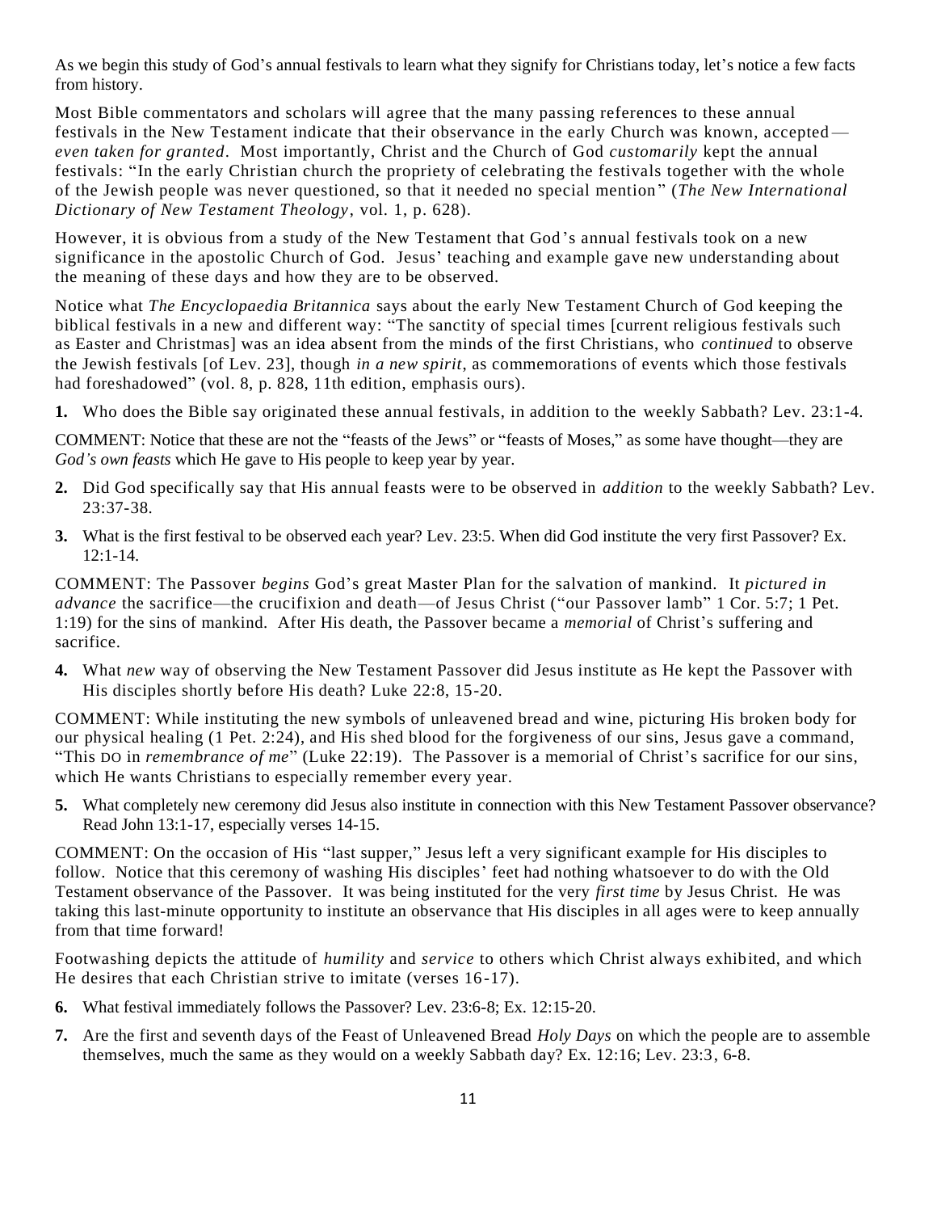As we begin this study of God's annual festivals to learn what they signify for Christians today, let's notice a few facts from history.

Most Bible commentators and scholars will agree that the many passing references to these annual festivals in the New Testament indicate that their observance in the early Church was known, accepted—*even taken for granted*. Most importantly, Christ and the Church of God *customarily* kept the annual festivals: "In the early Christian church the propriety of celebrating the festivals together with the whole of the Jewish people was never questioned, so that it needed no special mention" (*The New International Dictionary of New Testament Theology*, vol. 1, p. 628).

However, it is obvious from a study of the New Testament that God's annual festivals took on a new significance in the apostolic Church of God. Jesus' teaching and example gave new understanding about the meaning of these days and how they are to be observed.

Notice what *The Encyclopaedia Britannica* says about the early New Testament Church of God keeping the biblical festivals in a new and different way: "The sanctity of special times [current religious festivals such as Easter and Christmas] was an idea absent from the minds of the first Christians, who *continued* to observe the Jewish festivals [of Lev. 23], though *in a new spirit*, as commemorations of events which those festivals had foreshadowed" (vol. 8, p. 828, 11th edition, emphasis ours).

**1.** Who does the Bible say originated these annual festivals, in addition to the weekly Sabbath? Lev. 23:1-4.

COMMENT: Notice that these are not the "feasts of the Jews" or "feasts of Moses," as some have thought—they are *God's own feasts* which He gave to His people to keep year by year.

**2.** Did God specifically say that His annual feasts were to be observed in *addition* to the weekly Sabbath? Lev. 23:37-38.

**3.** What is the first festival to be observed each year? Lev. 23:5. When did God institute the very first Passover? Ex. 12:1-14.

COMMENT: The Passover *begins* God's great Master Plan for the salvation of mankind. It *pictured in advance* the sacrifice—the crucifixion and death—of Jesus Christ ("our Passover lamb" 1 Cor. 5:7; 1 Pet. 1:19) for the sins of mankind. After His death, the Passover became a *memorial* of Christ's suffering and sacrifice.

**4.** What *new* way of observing the New Testament Passover did Jesus institute as He kept the Passover with His disciples shortly before His death? Luke 22:8, 15-20.

COMMENT: While instituting the new symbols of unleavened bread and wine, picturing His broken body for our physical healing (1 Pet. 2:24), and His shed blood for the forgiveness of our sins, Jesus gave a command, "This DO in *remembrance of me*" (Luke 22:19). The Passover is a memorial of Christ's sacrifice for our sins, which He wants Christians to especially remember every year.

**5.** What completely new ceremony did Jesus also institute in connection with this New Testament Passover observance? Read John 13:1-17, especially verses 14-15.

COMMENT: On the occasion of His "last supper," Jesus left a very significant example for His disciples to follow. Notice that this ceremony of washing His disciples' feet had nothing whatsoever to do with the Old Testament observance of the Passover. It was being instituted for the very *first time* by Jesus Christ. He was taking this last-minute opportunity to institute an observance that His disciples in all ages were to keep annually from that time forward!

Footwashing depicts the attitude of *humility* and *service* to others which Christ always exhibited, and which He desires that each Christian strive to imitate (verses 16-17).

**6.** What festival immediately follows the Passover? Lev. 23:6-8; Ex. 12:15-20.

**7.** Are the first and seventh days of the Feast of Unleavened Bread *Holy Days* on which the people are to assemble themselves, much the same as they would on a weekly Sabbath day? Ex. 12:16; Lev. 23:3, 6-8.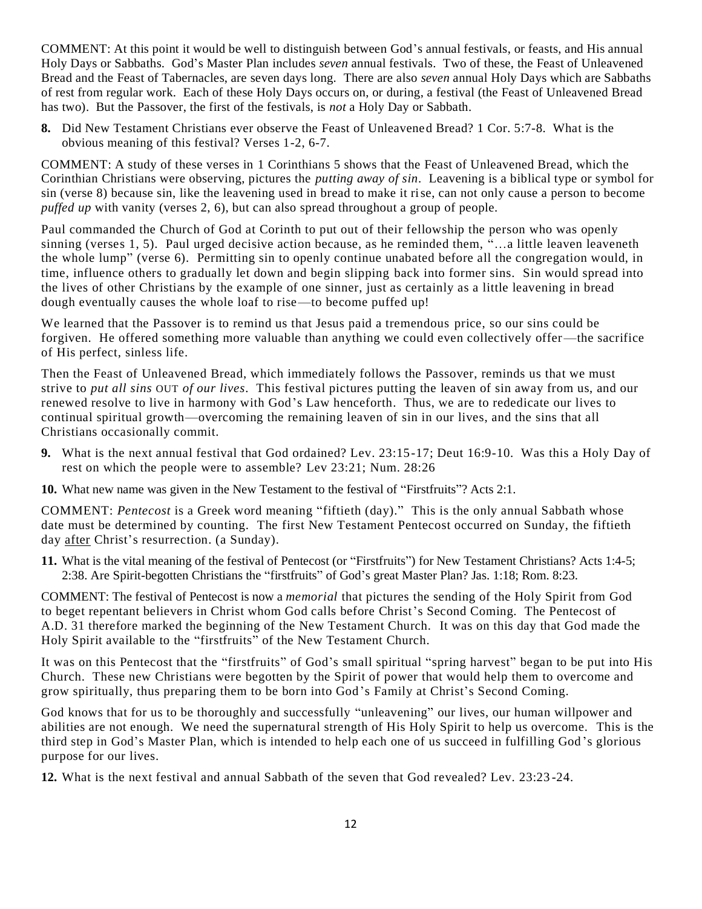COMMENT: At this point it would be well to distinguish between God's annual festivals, or feasts, and His annual Holy Days or Sabbaths. God's Master Plan includes *seven* annual festivals. Two of these, the Feast of Unleavened Bread and the Feast of Tabernacles, are seven days long. There are also *seven* annual Holy Days which are Sabbaths of rest from regular work. Each of these Holy Days occurs on, or during, a festival (the Feast of Unleavened Bread has two). But the Passover, the first of the festivals, is *not* a Holy Day or Sabbath.

**8.** Did New Testament Christians ever observe the Feast of Unleavened Bread? 1 Cor. 5:7-8. What is the obvious meaning of this festival? Verses 1-2, 6-7.

COMMENT: A study of these verses in 1 Corinthians 5 shows that the Feast of Unleavened Bread, which the Corinthian Christians were observing, pictures the *putting away of sin*. Leavening is a biblical type or symbol for sin (verse 8) because sin, like the leavening used in bread to make it rise, can not only cause a person to become *puffed up* with vanity (verses 2, 6), but can also spread throughout a group of people.

Paul commanded the Church of God at Corinth to put out of their fellowship the person who was openly sinning (verses 1, 5). Paul urged decisive action because, as he reminded them, "…a little leaven leaveneth the whole lump" (verse 6). Permitting sin to openly continue unabated before all the congregation would, in time, influence others to gradually let down and begin slipping back into former sins. Sin would spread into the lives of other Christians by the example of one sinner, just as certainly as a little leavening in bread dough eventually causes the whole loaf to rise—to become puffed up!

We learned that the Passover is to remind us that Jesus paid a tremendous price, so our sins could be forgiven. He offered something more valuable than anything we could even collectively offer—the sacrifice of His perfect, sinless life.

Then the Feast of Unleavened Bread, which immediately follows the Passover, reminds us that we must strive to *put all sins* OUT *of our lives*. This festival pictures putting the leaven of sin away from us, and our renewed resolve to live in harmony with God's Law henceforth. Thus, we are to rededicate our lives to continual spiritual growth—overcoming the remaining leaven of sin in our lives, and the sins that all Christians occasionally commit.

**9.** What is the next annual festival that God ordained? Lev. 23:15-17; Deut 16:9-10. Was this a Holy Day of rest on which the people were to assemble? Lev 23:21; Num. 28:26

**10.** What new name was given in the New Testament to the festival of "Firstfruits"? Acts 2:1.

COMMENT: *Pentecost* is a Greek word meaning "fiftieth (day)." This is the only annual Sabbath whose date must be determined by counting. The first New Testament Pentecost occurred on Sunday, the fiftieth day <u>after</u> Christ's resurrection. (a Sunday).

**11.** What is the vital meaning of the festival of Pentecost (or "Firstfruits") for New Testament Christians? Acts 1:4-5; 2:38. Are Spirit-begotten Christians the "firstfruits" of God's great Master Plan? Jas. 1:18; Rom. 8:23.

COMMENT: The festival of Pentecost is now a *memorial* that pictures the sending of the Holy Spirit from God to beget repentant believers in Christ whom God calls before Christ's Second Coming. The Pentecost of A.D. 31 therefore marked the beginning of the New Testament Church. It was on this day that God made the Holy Spirit available to the "firstfruits" of the New Testament Church.

It was on this Pentecost that the "firstfruits" of God's small spiritual "spring harvest" began to be put into His Church. These new Christians were begotten by the Spirit of power that would help them to overcome and grow spiritually, thus preparing them to be born into God's Family at Christ's Second Coming.

God knows that for us to be thoroughly and successfully "unleavening" our lives, our human willpower and abilities are not enough. We need the supernatural strength of His Holy Spirit to help us overcome. This is the third step in God's Master Plan, which is intended to help each one of us succeed in fulfilling God's glorious purpose for our lives.

**12.** What is the next festival and annual Sabbath of the seven that God revealed? Lev. 23:23-24.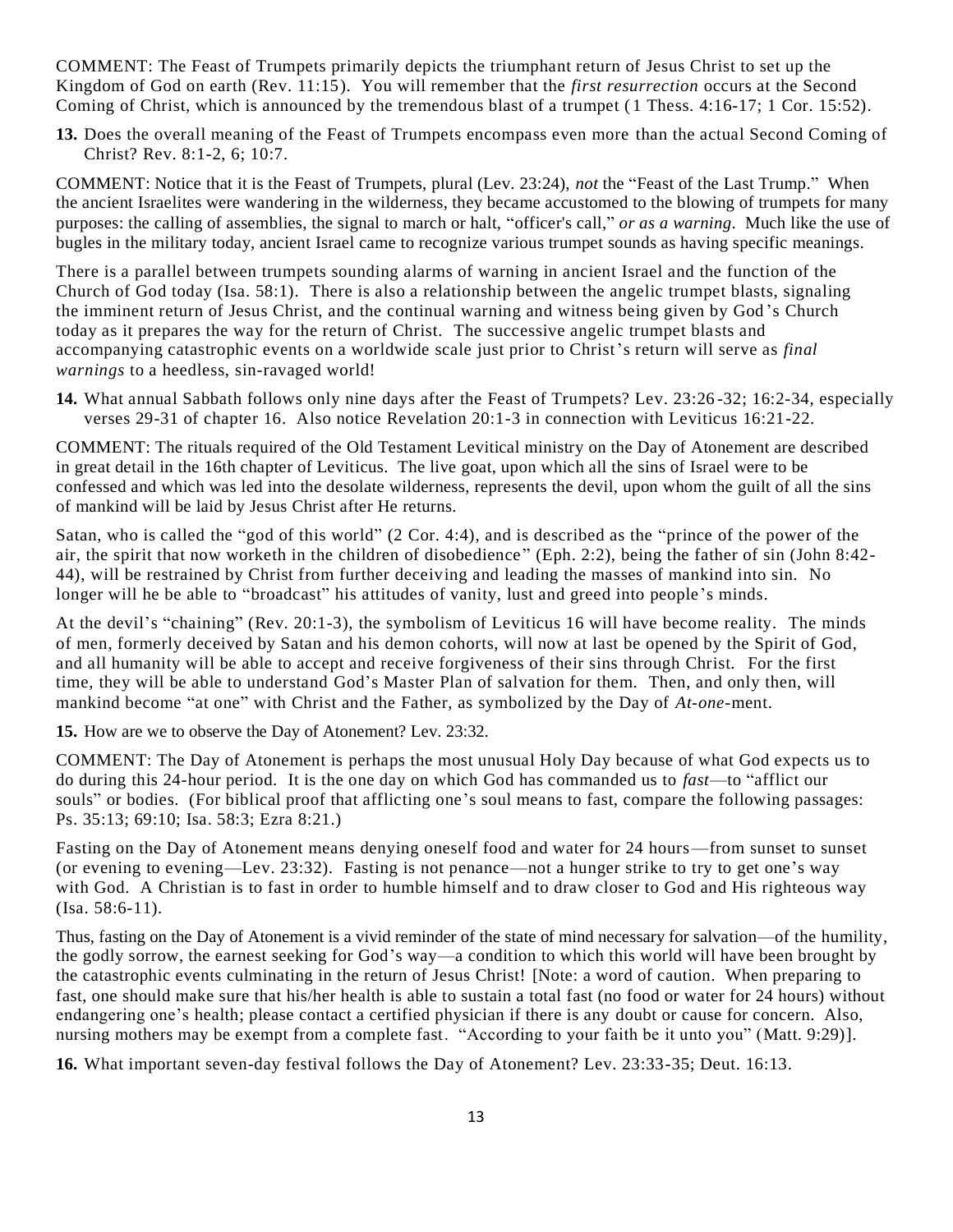COMMENT: The Feast of Trumpets primarily depicts the triumphant return of Jesus Christ to set up the Kingdom of God on earth (Rev. 11:15). You will remember that the *first resurrection* occurs at the Second Coming of Christ, which is announced by the tremendous blast of a trumpet (1 Thess. 4:16-17; 1 Cor. 15:52).

**13.** Does the overall meaning of the Feast of Trumpets encompass even more than the actual Second Coming of Christ? Rev. 8:1-2, 6; 10:7.

COMMENT: Notice that it is the Feast of Trumpets, plural (Lev. 23:24), *not* the "Feast of the Last Trump." When the ancient Israelites were wandering in the wilderness, they became accustomed to the blowing of trumpets for many purposes: the calling of assemblies, the signal to march or halt, "officer's call," *or as a warning.* Much like the use of bugles in the military today, ancient Israel came to recognize various trumpet sounds as having specific meanings.

There is a parallel between trumpets sounding alarms of warning in ancient Israel and the function of the Church of God today (Isa. 58:1). There is also a relationship between the angelic trumpet blasts, signaling the imminent return of Jesus Christ, and the continual warning and witness being given by God's Church today as it prepares the way for the return of Christ. The successive angelic trumpet blasts and accompanying catastrophic events on a worldwide scale just prior to Christ's return will serve as *final warnings* to a heedless, sin-ravaged world!

**14.** What annual Sabbath follows only nine days after the Feast of Trumpets? Lev. 23:26-32; 16:2-34, especially verses 29-31 of chapter 16. Also notice Revelation 20:1-3 in connection with Leviticus 16:21-22.

COMMENT: The rituals required of the Old Testament Levitical ministry on the Day of Atonement are described in great detail in the 16th chapter of Leviticus. The live goat, upon which all the sins of Israel were to be confessed and which was led into the desolate wilderness, represents the devil, upon whom the guilt of all the sins of mankind will be laid by Jesus Christ after He returns.

Satan, who is called the "god of this world" (2 Cor. 4:4), and is described as the "prince of the power of the air, the spirit that now worketh in the children of disobedience" (Eph. 2:2), being the father of sin (John 8:42-44), will be restrained by Christ from further deceiving and leading the masses of mankind into sin. No longer will he be able to "broadcast" his attitudes of vanity, lust and greed into people's minds.

At the devil's "chaining" (Rev. 20:1-3), the symbolism of Leviticus 16 will have become reality. The minds of men, formerly deceived by Satan and his demon cohorts, will now at last be opened by the Spirit of God, and all humanity will be able to accept and receive forgiveness of their sins through Christ. For the first time, they will be able to understand God's Master Plan of salvation for them. Then, and only then, will mankind become "at one" with Christ and the Father, as symbolized by the Day of *At-one-*ment.

**15.** How are we to observe the Day of Atonement? Lev. 23:32.

COMMENT: The Day of Atonement is perhaps the most unusual Holy Day because of what God expects us to do during this 24-hour period. It is the one day on which God has commanded us to *fast*—to "afflict our souls" or bodies. (For biblical proof that afflicting one's soul means to fast, compare the following passages: Ps. 35:13; 69:10; Isa. 58:3; Ezra 8:21.)

Fasting on the Day of Atonement means denying oneself food and water for 24 hours—from sunset to sunset (or evening to evening—Lev. 23:32). Fasting is not penance—not a hunger strike to try to get one's way with God. A Christian is to fast in order to humble himself and to draw closer to God and His righteous way (Isa. 58:6-11).

Thus, fasting on the Day of Atonement is a vivid reminder of the state of mind necessary for salvation—of the humility, the godly sorrow, the earnest seeking for God's way—a condition to which this world will have been brought by the catastrophic events culminating in the return of Jesus Christ! [Note: a word of caution. When preparing to fast, one should make sure that his/her health is able to sustain a total fast (no food or water for 24 hours) without endangering one's health; please contact a certified physician if there is any doubt or cause for concern. Also, nursing mothers may be exempt from a complete fast. "According to your faith be it unto you" (Matt. 9:29)].

**16.** What important seven-day festival follows the Day of Atonement? Lev. 23:33-35; Deut. 16:13.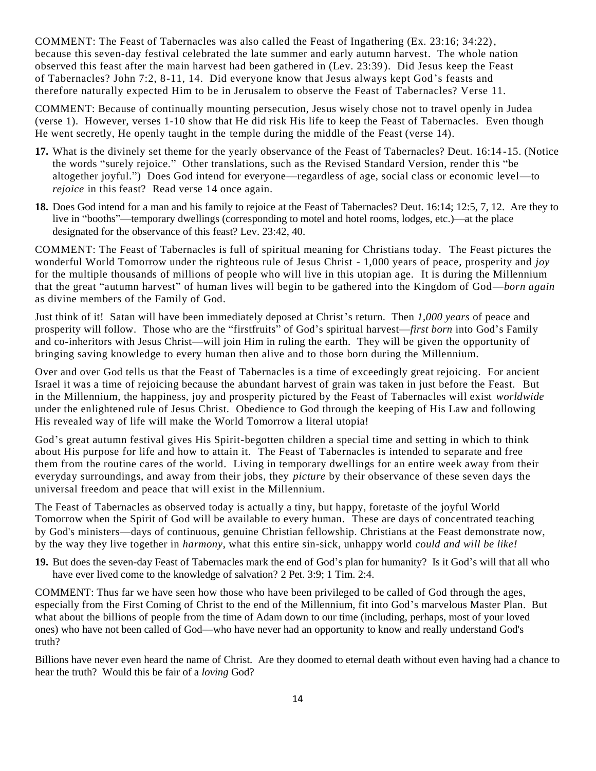COMMENT: The Feast of Tabernacles was also called the Feast of Ingathering (Ex. 23:16; 34:22), because this seven-day festival celebrated the late summer and early autumn harvest. The whole nation observed this feast after the main harvest had been gathered in (Lev. 23:39). Did Jesus keep the Feast of Tabernacles? John 7:2, 8-11, 14. Did everyone know that Jesus always kept God's feasts and therefore naturally expected Him to be in Jerusalem to observe the Feast of Tabernacles? Verse 11.

COMMENT: Because of continually mounting persecution, Jesus wisely chose not to travel openly in Judea (verse 1). However, verses 1-10 show that He did risk His life to keep the Feast of Tabernacles. Even though He went secretly, He openly taught in the temple during the middle of the Feast (verse 14).

**17.** What is the divinely set theme for the yearly observance of the Feast of Tabernacles? Deut. 16:14-15. (Notice the words "surely rejoice." Other translations, such as the Revised Standard Version, render this "be altogether joyful.") Does God intend for everyone—regardless of age, social class or economic level—to *rejoice* in this feast? Read verse 14 once again.

**18.** Does God intend for a man and his family to rejoice at the Feast of Tabernacles? Deut. 16:14; 12:5, 7, 12. Are they to live in "booths"—temporary dwellings (corresponding to motel and hotel rooms, lodges, etc.)—at the place designated for the observance of this feast? Lev. 23:42, 40.

COMMENT: The Feast of Tabernacles is full of spiritual meaning for Christians today. The Feast pictures the wonderful World Tomorrow under the righteous rule of Jesus Christ - 1,000 years of peace, prosperity and *joy* for the multiple thousands of millions of people who will live in this utopian age. It is during the Millennium that the great "autumn harvest" of human lives will begin to be gathered into the Kingdom of God—*born again* as divine members of the Family of God.

Just think of it! Satan will have been immediately deposed at Christ's return. Then *1,000 years* of peace and prosperity will follow. Those who are the "firstfruits" of God's spiritual harvest—*first born* into God's Family and co-inheritors with Jesus Christ—will join Him in ruling the earth. They will be given the opportunity of bringing saving knowledge to every human then alive and to those born during the Millennium.

Over and over God tells us that the Feast of Tabernacles is a time of exceedingly great rejoicing. For ancient Israel it was a time of rejoicing because the abundant harvest of grain was taken in just before the Feast. But in the Millennium, the happiness, joy and prosperity pictured by the Feast of Tabernacles will exist *worldwide* under the enlightened rule of Jesus Christ. Obedience to God through the keeping of His Law and following His revealed way of life will make the World Tomorrow a literal utopia!

God's great autumn festival gives His Spirit-begotten children a special time and setting in which to think about His purpose for life and how to attain it. The Feast of Tabernacles is intended to separate and free them from the routine cares of the world. Living in temporary dwellings for an entire week away from their everyday surroundings, and away from their jobs, they *picture* by their observance of these seven days the universal freedom and peace that will exist in the Millennium.

The Feast of Tabernacles as observed today is actually a tiny, but happy, foretaste of the joyful World Tomorrow when the Spirit of God will be available to every human. These are days of concentrated teaching by God's ministers—days of continuous, genuine Christian fellowship. Christians at the Feast demonstrate now, by the way they live together in *harmony*, what this entire sin-sick, unhappy world *could and will be like!*

**19.** But does the seven-day Feast of Tabernacles mark the end of God's plan for humanity? Is it God's will that all who have ever lived come to the knowledge of salvation? 2 Pet. 3:9; 1 Tim. 2:4.

COMMENT: Thus far we have seen how those who have been privileged to be called of God through the ages, especially from the First Coming of Christ to the end of the Millennium, fit into God's marvelous Master Plan. But what about the billions of people from the time of Adam down to our time (including, perhaps, most of your loved ones) who have not been called of God—who have never had an opportunity to know and really understand God's truth?

Billions have never even heard the name of Christ. Are they doomed to eternal death without even having had a chance to hear the truth? Would this be fair of a *loving* God?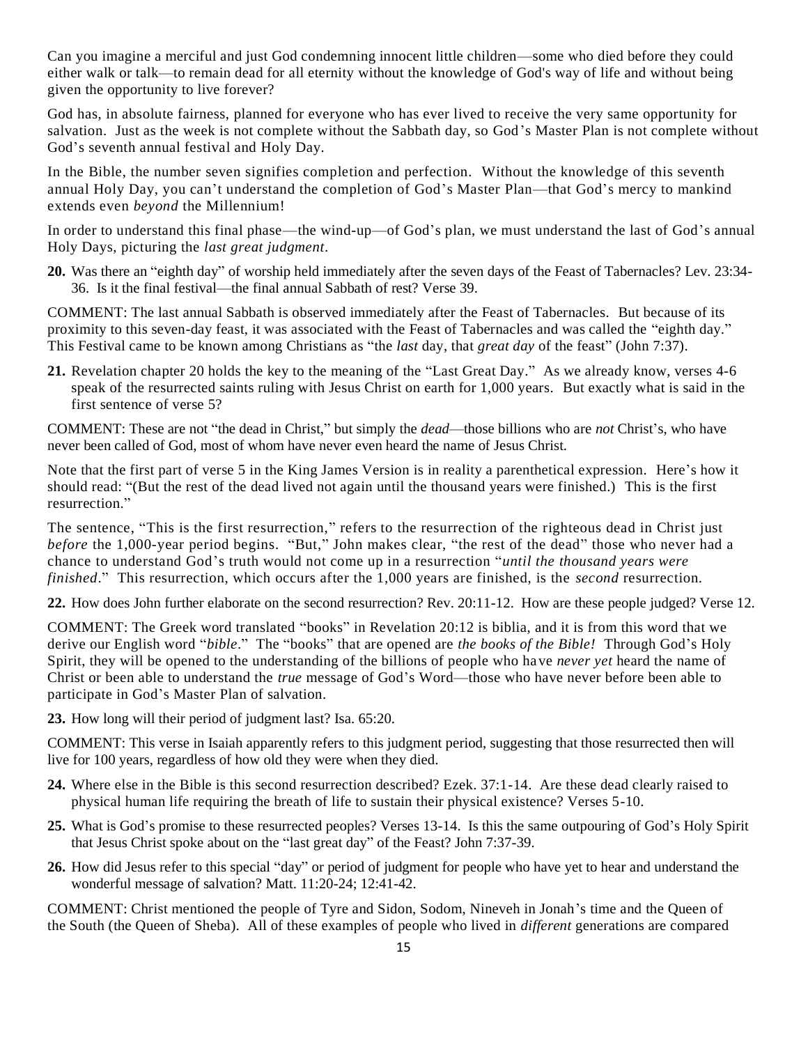Can you imagine a merciful and just God condemning innocent little children—some who died before they could either walk or talk—to remain dead for all eternity without the knowledge of God's way of life and without being given the opportunity to live forever?

God has, in absolute fairness, planned for everyone who has ever lived to receive the very same opportunity for salvation. Just as the week is not complete without the Sabbath day, so God's Master Plan is not complete without God's seventh annual festival and Holy Day.

In the Bible, the number seven signifies completion and perfection. Without the knowledge of this seventh annual Holy Day, you can't understand the completion of God's Master Plan—that God's mercy to mankind extends even *beyond* the Millennium!

In order to understand this final phase—the wind-up—of God's plan, we must understand the last of God's annual Holy Days, picturing the *last great judgment*.

**20.** Was there an "eighth day" of worship held immediately after the seven days of the Feast of Tabernacles? Lev. 23:34-36. Is it the final festival—the final annual Sabbath of rest? Verse 39.

COMMENT: The last annual Sabbath is observed immediately after the Feast of Tabernacles. But because of its proximity to this seven-day feast, it was associated with the Feast of Tabernacles and was called the "eighth day." This Festival came to be known among Christians as "the *last* day, that *great day* of the feast" (John 7:37).

**21.** Revelation chapter 20 holds the key to the meaning of the "Last Great Day." As we already know, verses 4-6 speak of the resurrected saints ruling with Jesus Christ on earth for 1,000 years. But exactly what is said in the first sentence of verse 5?

COMMENT: These are not "the dead in Christ," but simply the *dead*—those billions who are *not* Christ's, who have never been called of God, most of whom have never even heard the name of Jesus Christ.

Note that the first part of verse 5 in the King James Version is in reality a parenthetical expression. Here's how it should read: "(But the rest of the dead lived not again until the thousand years were finished.) This is the first resurrection."

The sentence, "This is the first resurrection," refers to the resurrection of the righteous dead in Christ just *before* the 1,000-year period begins. "But," John makes clear, "the rest of the dead" those who never had a chance to understand God's truth would not come up in a resurrection "*until the thousand years were finished*." This resurrection, which occurs after the 1,000 years are finished, is the *second* resurrection.

**22.** How does John further elaborate on the second resurrection? Rev. 20:11-12. How are these people judged? Verse 12.

COMMENT: The Greek word translated "books" in Revelation 20:12 is biblia, and it is from this word that we derive our English word "*bible*." The "books" that are opened are *the books of the Bible!* Through God's Holy Spirit, they will be opened to the understanding of the billions of people who have *never yet* heard the name of Christ or been able to understand the *true* message of God's Word—those who have never before been able to participate in God's Master Plan of salvation.

**23.** How long will their period of judgment last? Isa. 65:20.

COMMENT: This verse in Isaiah apparently refers to this judgment period, suggesting that those resurrected then will live for 100 years, regardless of how old they were when they died.

**24.** Where else in the Bible is this second resurrection described? Ezek. 37:1-14. Are these dead clearly raised to physical human life requiring the breath of life to sustain their physical existence? Verses 5-10.

**25.** What is God's promise to these resurrected peoples? Verses 13-14. Is this the same outpouring of God's Holy Spirit that Jesus Christ spoke about on the "last great day" of the Feast? John 7:37-39.

**26.** How did Jesus refer to this special "day" or period of judgment for people who have yet to hear and understand the wonderful message of salvation? Matt. 11:20-24; 12:41-42.

COMMENT: Christ mentioned the people of Tyre and Sidon, Sodom, Nineveh in Jonah's time and the Queen of the South (the Queen of Sheba). All of these examples of people who lived in *different* generations are compared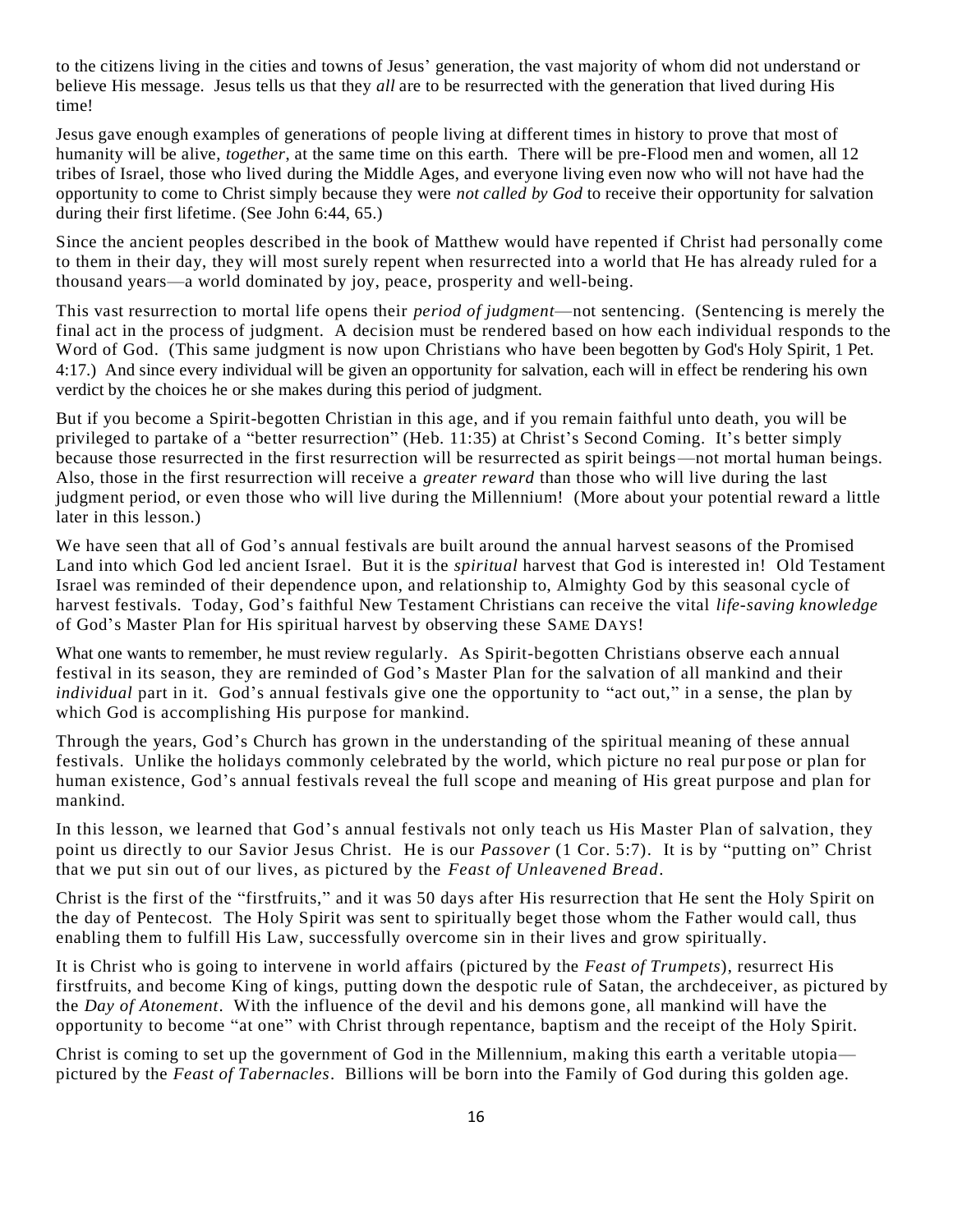to the citizens living in the cities and towns of Jesus' generation, the vast majority of whom did not understand or believe His message. Jesus tells us that they *all* are to be resurrected with the generation that lived during His time!

Jesus gave enough examples of generations of people living at different times in history to prove that most of humanity will be alive, *together*, at the same time on this earth. There will be pre-Flood men and women, all 12 tribes of Israel, those who lived during the Middle Ages, and everyone living even now who will not have had the opportunity to come to Christ simply because they were *not called by God* to receive their opportunity for salvation during their first lifetime. (See John 6:44, 65.)

Since the ancient peoples described in the book of Matthew would have repented if Christ had personally come to them in their day, they will most surely repent when resurrected into a world that He has already ruled for a thousand years—a world dominated by joy, peace, prosperity and well-being.

This vast resurrection to mortal life opens their *period of judgment*—not sentencing. (Sentencing is merely the final act in the process of judgment. A decision must be rendered based on how each individual responds to the Word of God. (This same judgment is now upon Christians who have been begotten by God's Holy Spirit, 1 Pet. 4:17.) And since every individual will be given an opportunity for salvation, each will in effect be rendering his own verdict by the choices he or she makes during this period of judgment.

But if you become a Spirit-begotten Christian in this age, and if you remain faithful unto death, you will be privileged to partake of a "better resurrection" (Heb. 11:35) at Christ's Second Coming. It's better simply because those resurrected in the first resurrection will be resurrected as spirit beings—not mortal human beings. Also, those in the first resurrection will receive a *greater reward* than those who will live during the last judgment period, or even those who will live during the Millennium! (More about your potential reward a little later in this lesson.)

We have seen that all of God's annual festivals are built around the annual harvest seasons of the Promised Land into which God led ancient Israel. But it is the *spiritual* harvest that God is interested in! Old Testament Israel was reminded of their dependence upon, and relationship to, Almighty God by this seasonal cycle of harvest festivals. Today, God's faithful New Testament Christians can receive the vital *life-saving knowledge* of God's Master Plan for His spiritual harvest by observing these SAME DAYS!

What one wants to remember, he must review regularly. As Spirit-begotten Christians observe each annual festival in its season, they are reminded of God's Master Plan for the salvation of all mankind and their *individual* part in it. God's annual festivals give one the opportunity to "act out," in a sense, the plan by which God is accomplishing His purpose for mankind.

Through the years, God's Church has grown in the understanding of the spiritual meaning of these annual festivals. Unlike the holidays commonly celebrated by the world, which picture no real purpose or plan for human existence, God's annual festivals reveal the full scope and meaning of His great purpose and plan for mankind.

In this lesson, we learned that God's annual festivals not only teach us His Master Plan of salvation, they point us directly to our Savior Jesus Christ. He is our *Passover* (1 Cor. 5:7). It is by "putting on" Christ that we put sin out of our lives, as pictured by the *Feast of Unleavened Bread*.

Christ is the first of the "firstfruits," and it was 50 days after His resurrection that He sent the Holy Spirit on the day of Pentecost. The Holy Spirit was sent to spiritually beget those whom the Father would call, thus enabling them to fulfill His Law, successfully overcome sin in their lives and grow spiritually.

It is Christ who is going to intervene in world affairs (pictured by the *Feast of Trumpets*), resurrect His firstfruits, and become King of kings, putting down the despotic rule of Satan, the archdeceiver, as pictured by the *Day of Atonement*. With the influence of the devil and his demons gone, all mankind will have the opportunity to become "at one" with Christ through repentance, baptism and the receipt of the Holy Spirit.

Christ is coming to set up the government of God in the Millennium, making this earth a veritable utopia—pictured by the *Feast of Tabernacles*. Billions will be born into the Family of God during this golden age.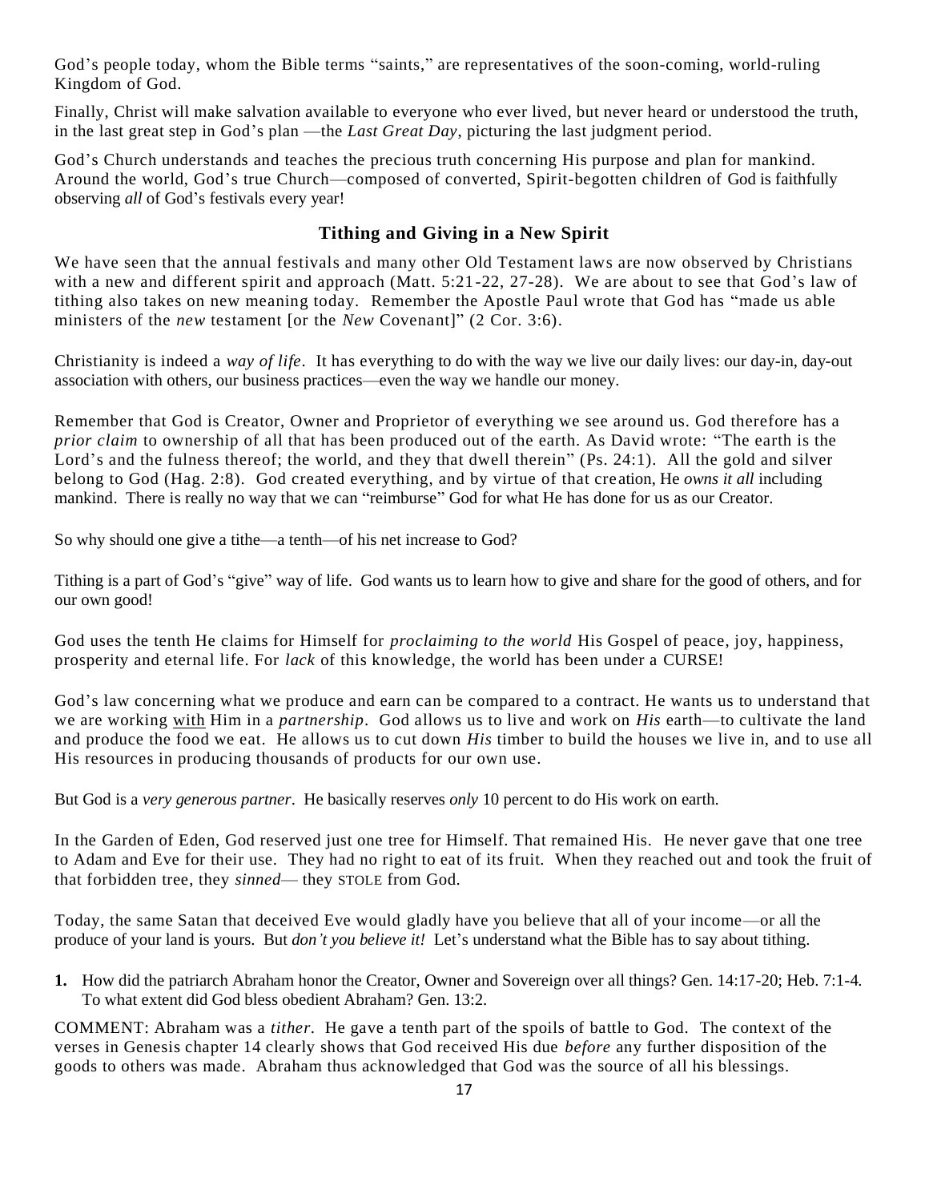God's people today, whom the Bible terms "saints," are representatives of the soon-coming, world-ruling Kingdom of God.

Finally, Christ will make salvation available to everyone who ever lived, but never heard or understood the truth, in the last great step in God's plan —the *Last Great Day*, picturing the last judgment period.

God's Church understands and teaches the precious truth concerning His purpose and plan for mankind. Around the world, God's true Church—composed of converted, Spirit-begotten children of God is faithfully observing *all* of God's festivals every year!

## Tithing and Giving in a New Spirit

We have seen that the annual festivals and many other Old Testament laws are now observed by Christians with a new and different spirit and approach (Matt. 5:21-22, 27-28). We are about to see that God's law of tithing also takes on new meaning today. Remember the Apostle Paul wrote that God has "made us able ministers of the *new* testament [or the *New* Covenant]" (2 Cor. 3:6).

Christianity is indeed a *way of life*. It has everything to do with the way we live our daily lives: our day-in, day-out association with others, our business practices—even the way we handle our money.

Remember that God is Creator, Owner and Proprietor of everything we see around us. God therefore has a *prior claim* to ownership of all that has been produced out of the earth. As David wrote: "The earth is the Lord's and the fulness thereof; the world, and they that dwell therein" (Ps. 24:1). All the gold and silver belong to God (Hag. 2:8). God created everything, and by virtue of that creation, He *owns it all* including mankind. There is really no way that we can "reimburse" God for what He has done for us as our Creator.

So why should one give a tithe—a tenth—of his net increase to God?

Tithing is a part of God's "give" way of life. God wants us to learn how to give and share for the good of others, and for our own good!

God uses the tenth He claims for Himself for *proclaiming to the world* His Gospel of peace, joy, happiness, prosperity and eternal life. For *lack* of this knowledge, the world has been under a CURSE!

God's law concerning what we produce and earn can be compared to a contract. He wants us to understand that we are working <u>with</u> Him in a *partnership*. God allows us to live and work on *His* earth—to cultivate the land and produce the food we eat. He allows us to cut down *His* timber to build the houses we live in, and to use all His resources in producing thousands of products for our own use.

But God is a *very generous partner*. He basically reserves *only* 10 percent to do His work on earth.

In the Garden of Eden, God reserved just one tree for Himself. That remained His. He never gave that one tree to Adam and Eve for their use. They had no right to eat of its fruit. When they reached out and took the fruit of that forbidden tree, they *sinned*— they STOLE from God.

Today, the same Satan that deceived Eve would gladly have you believe that all of your income—or all the produce of your land is yours. But *don't you believe it!* Let's understand what the Bible has to say about tithing.

**1.** How did the patriarch Abraham honor the Creator, Owner and Sovereign over all things? Gen. 14:17-20; Heb. 7:1-4. To what extent did God bless obedient Abraham? Gen. 13:2.

COMMENT: Abraham was a *tither*. He gave a tenth part of the spoils of battle to God. The context of the verses in Genesis chapter 14 clearly shows that God received His due *before* any further disposition of the goods to others was made. Abraham thus acknowledged that God was the source of all his blessings.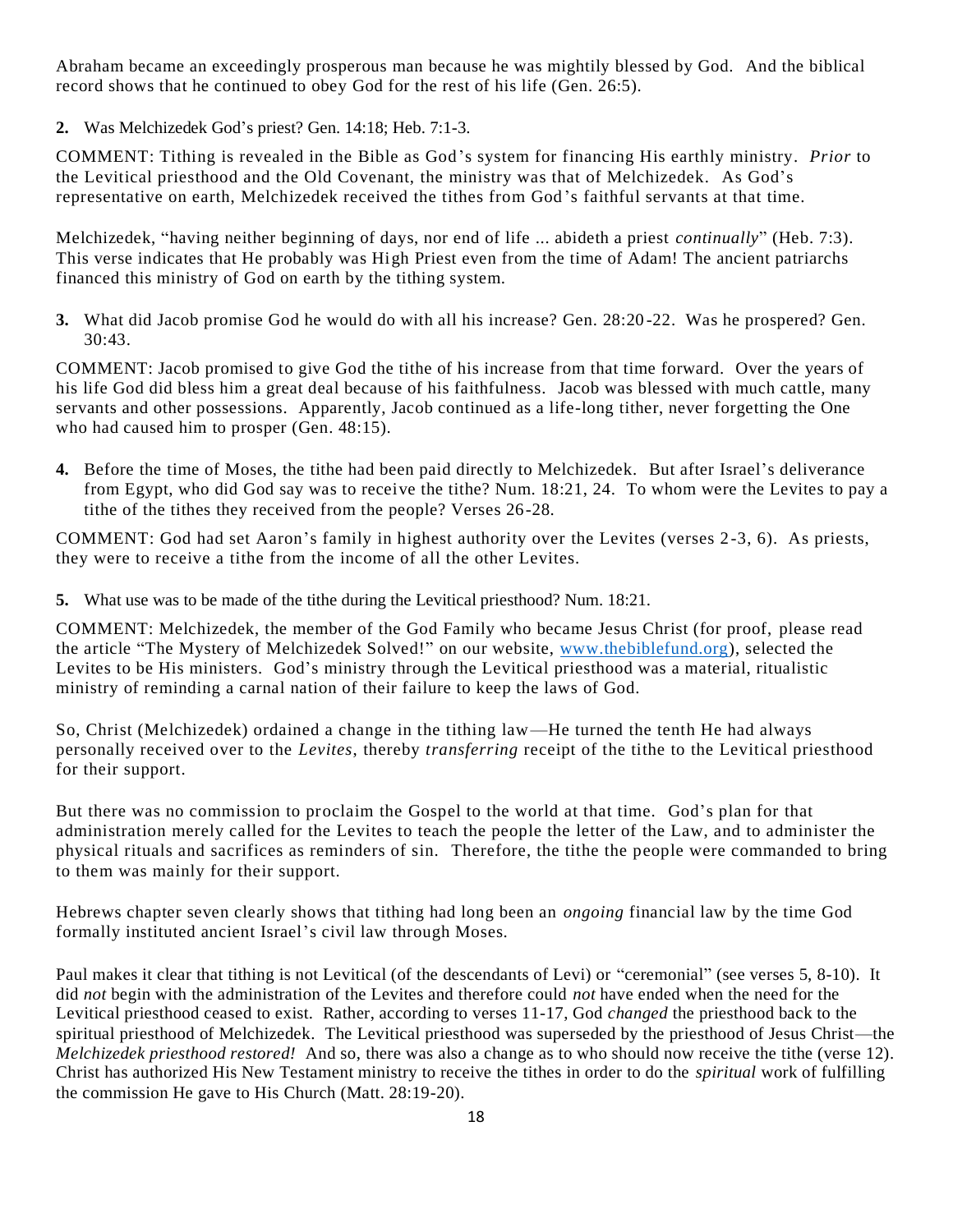Abraham became an exceedingly prosperous man because he was mightily blessed by God. And the biblical record shows that he continued to obey God for the rest of his life (Gen. 26:5).

**2.** Was Melchizedek God's priest? Gen. 14:18; Heb. 7:1-3.

COMMENT: Tithing is revealed in the Bible as God's system for financing His earthly ministry. *Prior* to the Levitical priesthood and the Old Covenant, the ministry was that of Melchizedek. As God's representative on earth, Melchizedek received the tithes from God's faithful servants at that time.

Melchizedek, "having neither beginning of days, nor end of life ... abideth a priest *continually*" (Heb. 7:3). This verse indicates that He probably was High Priest even from the time of Adam! The ancient patriarchs financed this ministry of God on earth by the tithing system.

**3.** What did Jacob promise God he would do with all his increase? Gen. 28:20-22. Was he prospered? Gen. 30:43.

COMMENT: Jacob promised to give God the tithe of his increase from that time forward. Over the years of his life God did bless him a great deal because of his faithfulness. Jacob was blessed with much cattle, many servants and other possessions. Apparently, Jacob continued as a life-long tither, never forgetting the One who had caused him to prosper (Gen. 48:15).

**4.** Before the time of Moses, the tithe had been paid directly to Melchizedek. But after Israel's deliverance from Egypt, who did God say was to receive the tithe? Num. 18:21, 24. To whom were the Levites to pay a tithe of the tithes they received from the people? Verses 26-28.

COMMENT: God had set Aaron's family in highest authority over the Levites (verses 2-3, 6). As priests, they were to receive a tithe from the income of all the other Levites.

**5.** What use was to be made of the tithe during the Levitical priesthood? Num. 18:21.

COMMENT: Melchizedek, the member of the God Family who became Jesus Christ (for proof, please read the article "The Mystery of Melchizedek Solved!" on our website, [www.thebiblefund.org](http://www.thebiblefund.org)), selected the Levites to be His ministers. God's ministry through the Levitical priesthood was a material, ritualistic ministry of reminding a carnal nation of their failure to keep the laws of God.

So, Christ (Melchizedek) ordained a change in the tithing law—He turned the tenth He had always personally received over to the *Levites*, thereby *transferring* receipt of the tithe to the Levitical priesthood for their support.

But there was no commission to proclaim the Gospel to the world at that time. God's plan for that administration merely called for the Levites to teach the people the letter of the Law, and to administer the physical rituals and sacrifices as reminders of sin. Therefore, the tithe the people were commanded to bring to them was mainly for their support.

Hebrews chapter seven clearly shows that tithing had long been an *ongoing* financial law by the time God formally instituted ancient Israel's civil law through Moses.

Paul makes it clear that tithing is not Levitical (of the descendants of Levi) or "ceremonial" (see verses 5, 8-10). It did *not* begin with the administration of the Levites and therefore could *not* have ended when the need for the Levitical priesthood ceased to exist. Rather, according to verses 11-17, God *changed* the priesthood back to the spiritual priesthood of Melchizedek. The Levitical priesthood was superseded by the priesthood of Jesus Christ—the *Melchizedek priesthood restored!* And so, there was also a change as to who should now receive the tithe (verse 12). Christ has authorized His New Testament ministry to receive the tithes in order to do the *spiritual* work of fulfilling the commission He gave to His Church (Matt. 28:19-20).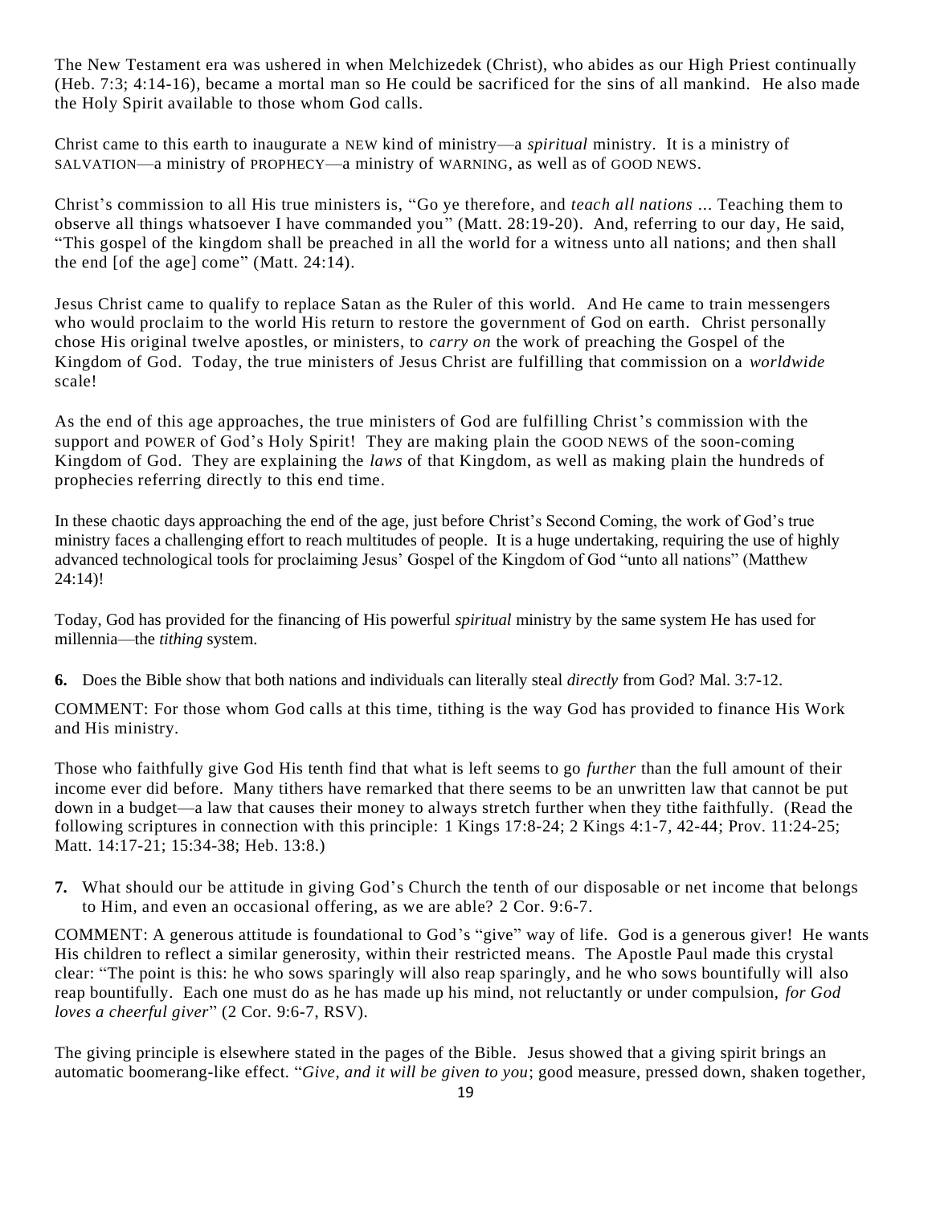The New Testament era was ushered in when Melchizedek (Christ), who abides as our High Priest continually (Heb. 7:3; 4:14-16), became a mortal man so He could be sacrificed for the sins of all mankind. He also made the Holy Spirit available to those whom God calls.

Christ came to this earth to inaugurate a NEW kind of ministry—a *spiritual* ministry. It is a ministry of SALVATION—a ministry of PROPHECY—a ministry of WARNING, as well as of GOOD NEWS.

Christ's commission to all His true ministers is, "Go ye therefore, and *teach all nations* ... Teaching them to observe all things whatsoever I have commanded you" (Matt. 28:19-20). And, referring to our day, He said, "This gospel of the kingdom shall be preached in all the world for a witness unto all nations; and then shall the end [of the age] come" (Matt. 24:14).

Jesus Christ came to qualify to replace Satan as the Ruler of this world. And He came to train messengers who would proclaim to the world His return to restore the government of God on earth. Christ personally chose His original twelve apostles, or ministers, to *carry on* the work of preaching the Gospel of the Kingdom of God. Today, the true ministers of Jesus Christ are fulfilling that commission on a *worldwide* scale!

As the end of this age approaches, the true ministers of God are fulfilling Christ's commission with the support and POWER of God's Holy Spirit! They are making plain the GOOD NEWS of the soon-coming Kingdom of God. They are explaining the *laws* of that Kingdom, as well as making plain the hundreds of prophecies referring directly to this end time.

In these chaotic days approaching the end of the age, just before Christ's Second Coming, the work of God's true ministry faces a challenging effort to reach multitudes of people. It is a huge undertaking, requiring the use of highly advanced technological tools for proclaiming Jesus' Gospel of the Kingdom of God "unto all nations" (Matthew 24:14)!

Today, God has provided for the financing of His powerful *spiritual* ministry by the same system He has used for millennia—the *tithing* system.

**6.** Does the Bible show that both nations and individuals can literally steal *directly* from God? Mal. 3:7-12.

COMMENT: For those whom God calls at this time, tithing is the way God has provided to finance His Work and His ministry.

Those who faithfully give God His tenth find that what is left seems to go *further* than the full amount of their income ever did before. Many tithers have remarked that there seems to be an unwritten law that cannot be put down in a budget—a law that causes their money to always stretch further when they tithe faithfully. (Read the following scriptures in connection with this principle: 1 Kings 17:8-24; 2 Kings 4:1-7, 42-44; Prov. 11:24-25; Matt. 14:17-21; 15:34-38; Heb. 13:8.)

**7.** What should our be attitude in giving God's Church the tenth of our disposable or net income that belongs to Him, and even an occasional offering, as we are able? 2 Cor. 9:6-7.

COMMENT: A generous attitude is foundational to God's "give" way of life. God is a generous giver! He wants His children to reflect a similar generosity, within their restricted means. The Apostle Paul made this crystal clear: "The point is this: he who sows sparingly will also reap sparingly, and he who sows bountifully will also reap bountifully. Each one must do as he has made up his mind, not reluctantly or under compulsion, *for God loves a cheerful giver*" (2 Cor. 9:6-7, RSV).

The giving principle is elsewhere stated in the pages of the Bible. Jesus showed that a giving spirit brings an automatic boomerang-like effect. "*Give, and it will be given to you*; good measure, pressed down, shaken together,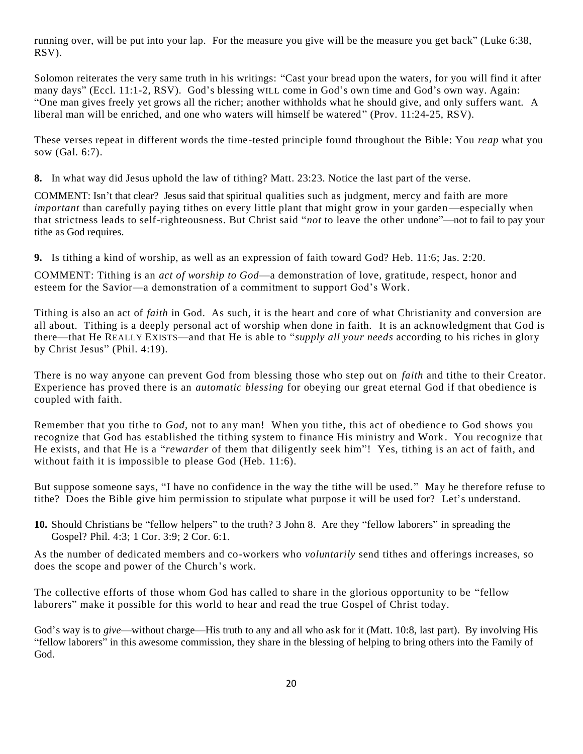running over, will be put into your lap. For the measure you give will be the measure you get back" (Luke 6:38, RSV).

Solomon reiterates the very same truth in his writings: "Cast your bread upon the waters, for you will find it after many days" (Eccl. 11:1-2, RSV). God's blessing WILL come in God's own time and God's own way. Again: "One man gives freely yet grows all the richer; another withholds what he should give, and only suffers want. A liberal man will be enriched, and one who waters will himself be watered" (Prov. 11:24-25, RSV).

These verses repeat in different words the time-tested principle found throughout the Bible: You *reap* what you sow (Gal. 6:7).

**8.** In what way did Jesus uphold the law of tithing? Matt. 23:23. Notice the last part of the verse.

COMMENT: Isn't that clear? Jesus said that spiritual qualities such as judgment, mercy and faith are more *important* than carefully paying tithes on every little plant that might grow in your garden—especially when that strictness leads to self-righteousness. But Christ said "*not* to leave the other undone"—not to fail to pay your tithe as God requires.

**9.** Is tithing a kind of worship, as well as an expression of faith toward God? Heb. 11:6; Jas. 2:20.

COMMENT: Tithing is an *act of worship to God*—a demonstration of love, gratitude, respect, honor and esteem for the Savior—a demonstration of a commitment to support God's Work.

Tithing is also an act of *faith* in God. As such, it is the heart and core of what Christianity and conversion are all about. Tithing is a deeply personal act of worship when done in faith. It is an acknowledgment that God is there—that He REALLY EXISTS—and that He is able to "*supply all your needs* according to his riches in glory by Christ Jesus" (Phil. 4:19).

There is no way anyone can prevent God from blessing those who step out on *faith* and tithe to their Creator. Experience has proved there is an *automatic blessing* for obeying our great eternal God if that obedience is coupled with faith.

Remember that you tithe to *God*, not to any man! When you tithe, this act of obedience to God shows you recognize that God has established the tithing system to finance His ministry and Work. You recognize that He exists, and that He is a "*rewarder* of them that diligently seek him"! Yes, tithing is an act of faith, and without faith it is impossible to please God (Heb. 11:6).

But suppose someone says, "I have no confidence in the way the tithe will be used." May he therefore refuse to tithe? Does the Bible give him permission to stipulate what purpose it will be used for? Let's understand.

**10.** Should Christians be "fellow helpers" to the truth? 3 John 8. Are they "fellow laborers" in spreading the Gospel? Phil. 4:3; 1 Cor. 3:9; 2 Cor. 6:1.

As the number of dedicated members and co-workers who *voluntarily* send tithes and offerings increases, so does the scope and power of the Church's work.

The collective efforts of those whom God has called to share in the glorious opportunity to be "fellow laborers" make it possible for this world to hear and read the true Gospel of Christ today.

God's way is to *give*—without charge—His truth to any and all who ask for it (Matt. 10:8, last part). By involving His "fellow laborers" in this awesome commission, they share in the blessing of helping to bring others into the Family of God.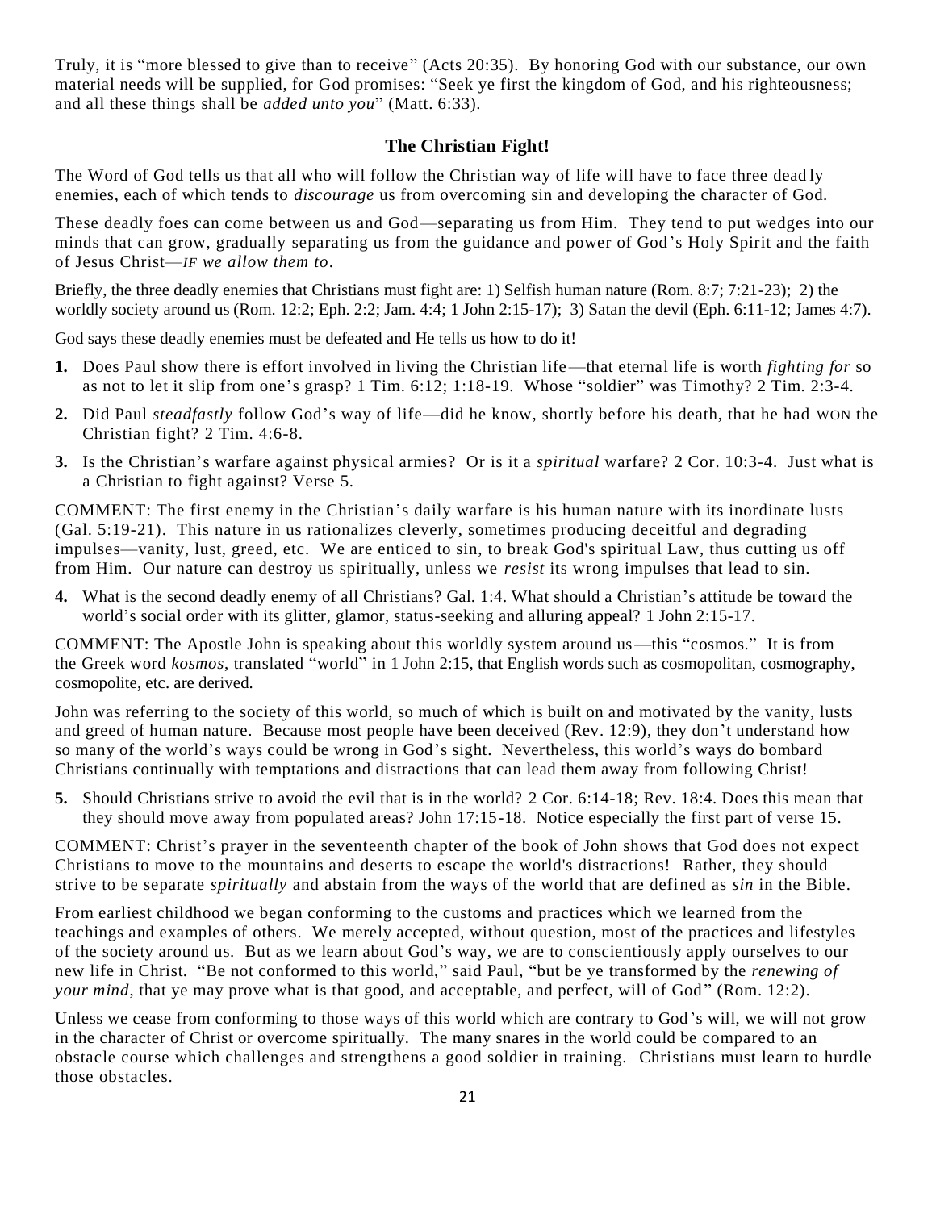Truly, it is "more blessed to give than to receive" (Acts 20:35). By honoring God with our substance, our own material needs will be supplied, for God promises: "Seek ye first the kingdom of God, and his righteousness; and all these things shall be *added unto you*" (Matt. 6:33).

## The Christian Fight!

The Word of God tells us that all who will follow the Christian way of life will have to face three deadly enemies, each of which tends to *discourage* us from overcoming sin and developing the character of God.

These deadly foes can come between us and God—separating us from Him. They tend to put wedges into our minds that can grow, gradually separating us from the guidance and power of God's Holy Spirit and the faith of Jesus Christ—*IF we allow them to*.

Briefly, the three deadly enemies that Christians must fight are: 1) Selfish human nature (Rom. 8:7; 7:21-23); 2) the worldly society around us (Rom. 12:2; Eph. 2:2; Jam. 4:4; 1 John 2:15-17); 3) Satan the devil (Eph. 6:11-12; James 4:7).

God says these deadly enemies must be defeated and He tells us how to do it!

**1.** Does Paul show there is effort involved in living the Christian life—that eternal life is worth *fighting for* so as not to let it slip from one's grasp? 1 Tim. 6:12; 1:18-19. Whose "soldier" was Timothy? 2 Tim. 2:3-4.

**2.** Did Paul *steadfastly* follow God's way of life—did he know, shortly before his death, that he had WON the Christian fight? 2 Tim. 4:6-8.

**3.** Is the Christian's warfare against physical armies? Or is it a *spiritual* warfare? 2 Cor. 10:3-4. Just what is a Christian to fight against? Verse 5.

COMMENT: The first enemy in the Christian's daily warfare is his human nature with its inordinate lusts (Gal. 5:19-21). This nature in us rationalizes cleverly, sometimes producing deceitful and degrading impulses—vanity, lust, greed, etc. We are enticed to sin, to break God's spiritual Law, thus cutting us off from Him. Our nature can destroy us spiritually, unless we *resist* its wrong impulses that lead to sin.

**4.** What is the second deadly enemy of all Christians? Gal. 1:4. What should a Christian's attitude be toward the world's social order with its glitter, glamor, status-seeking and alluring appeal? 1 John 2:15-17.

COMMENT: The Apostle John is speaking about this worldly system around us—this "cosmos." It is from the Greek word *kosmos*, translated "world" in 1 John 2:15, that English words such as cosmopolitan, cosmography, cosmopolite, etc. are derived.

John was referring to the society of this world, so much of which is built on and motivated by the vanity, lusts and greed of human nature. Because most people have been deceived (Rev. 12:9), they don't understand how so many of the world's ways could be wrong in God's sight. Nevertheless, this world's ways do bombard Christians continually with temptations and distractions that can lead them away from following Christ!

**5.** Should Christians strive to avoid the evil that is in the world? 2 Cor. 6:14-18; Rev. 18:4. Does this mean that they should move away from populated areas? John 17:15-18. Notice especially the first part of verse 15.

COMMENT: Christ's prayer in the seventeenth chapter of the book of John shows that God does not expect Christians to move to the mountains and deserts to escape the world's distractions! Rather, they should strive to be separate *spiritually* and abstain from the ways of the world that are defined as *sin* in the Bible.

From earliest childhood we began conforming to the customs and practices which we learned from the teachings and examples of others. We merely accepted, without question, most of the practices and lifestyles of the society around us. But as we learn about God's way, we are to conscientiously apply ourselves to our new life in Christ. "Be not conformed to this world," said Paul, "but be ye transformed by the *renewing of your mind*, that ye may prove what is that good, and acceptable, and perfect, will of God" (Rom. 12:2).

Unless we cease from conforming to those ways of this world which are contrary to God's will, we will not grow in the character of Christ or overcome spiritually. The many snares in the world could be compared to an obstacle course which challenges and strengthens a good soldier in training. Christians must learn to hurdle those obstacles.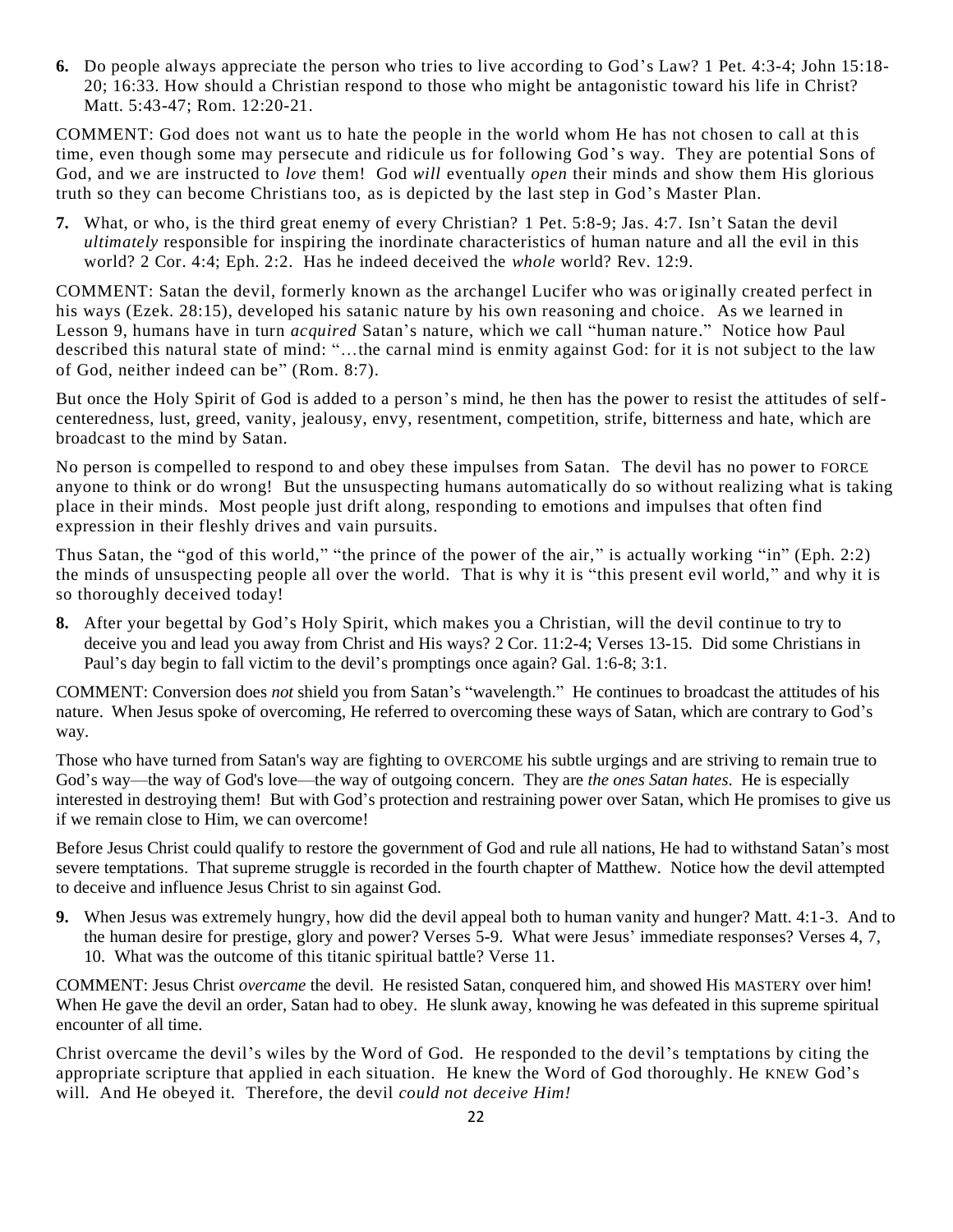**6.** Do people always appreciate the person who tries to live according to God's Law? 1 Pet. 4:3-4; John 15:18-20; 16:33. How should a Christian respond to those who might be antagonistic toward his life in Christ? Matt. 5:43-47; Rom. 12:20-21.

COMMENT: God does not want us to hate the people in the world whom He has not chosen to call at this time, even though some may persecute and ridicule us for following God's way. They are potential Sons of God, and we are instructed to *love* them! God *will* eventually *open* their minds and show them His glorious truth so they can become Christians too, as is depicted by the last step in God's Master Plan.

**7.** What, or who, is the third great enemy of every Christian? 1 Pet. 5:8-9; Jas. 4:7. Isn't Satan the devil *ultimately* responsible for inspiring the inordinate characteristics of human nature and all the evil in this world? 2 Cor. 4:4; Eph. 2:2. Has he indeed deceived the *whole* world? Rev. 12:9.

COMMENT: Satan the devil, formerly known as the archangel Lucifer who was originally created perfect in his ways (Ezek. 28:15), developed his satanic nature by his own reasoning and choice. As we learned in Lesson 9, humans have in turn *acquired* Satan's nature, which we call "human nature." Notice how Paul described this natural state of mind: "…the carnal mind is enmity against God: for it is not subject to the law of God, neither indeed can be" (Rom. 8:7).

But once the Holy Spirit of God is added to a person's mind, he then has the power to resist the attitudes of self-centeredness, lust, greed, vanity, jealousy, envy, resentment, competition, strife, bitterness and hate, which are broadcast to the mind by Satan.

No person is compelled to respond to and obey these impulses from Satan. The devil has no power to FORCE anyone to think or do wrong! But the unsuspecting humans automatically do so without realizing what is taking place in their minds. Most people just drift along, responding to emotions and impulses that often find expression in their fleshly drives and vain pursuits.

Thus Satan, the "god of this world," "the prince of the power of the air," is actually working "in" (Eph. 2:2) the minds of unsuspecting people all over the world. That is why it is "this present evil world," and why it is so thoroughly deceived today!

**8.** After your begettal by God's Holy Spirit, which makes you a Christian, will the devil continue to try to deceive you and lead you away from Christ and His ways? 2 Cor. 11:2-4; Verses 13-15. Did some Christians in Paul's day begin to fall victim to the devil's promptings once again? Gal. 1:6-8; 3:1.

COMMENT: Conversion does *not* shield you from Satan's "wavelength." He continues to broadcast the attitudes of his nature. When Jesus spoke of overcoming, He referred to overcoming these ways of Satan, which are contrary to God's way.

Those who have turned from Satan's way are fighting to OVERCOME his subtle urgings and are striving to remain true to God's way—the way of God's love—the way of outgoing concern. They are *the ones Satan hates*. He is especially interested in destroying them! But with God's protection and restraining power over Satan, which He promises to give us if we remain close to Him, we can overcome!

Before Jesus Christ could qualify to restore the government of God and rule all nations, He had to withstand Satan's most severe temptations. That supreme struggle is recorded in the fourth chapter of Matthew. Notice how the devil attempted to deceive and influence Jesus Christ to sin against God.

**9.** When Jesus was extremely hungry, how did the devil appeal both to human vanity and hunger? Matt. 4:1-3. And to the human desire for prestige, glory and power? Verses 5-9. What were Jesus' immediate responses? Verses 4, 7, 10. What was the outcome of this titanic spiritual battle? Verse 11.

COMMENT: Jesus Christ *overcame* the devil. He resisted Satan, conquered him, and showed His MASTERY over him! When He gave the devil an order, Satan had to obey. He slunk away, knowing he was defeated in this supreme spiritual encounter of all time.

Christ overcame the devil's wiles by the Word of God. He responded to the devil's temptations by citing the appropriate scripture that applied in each situation. He knew the Word of God thoroughly. He KNEW God's will. And He obeyed it. Therefore, the devil *could not deceive Him!*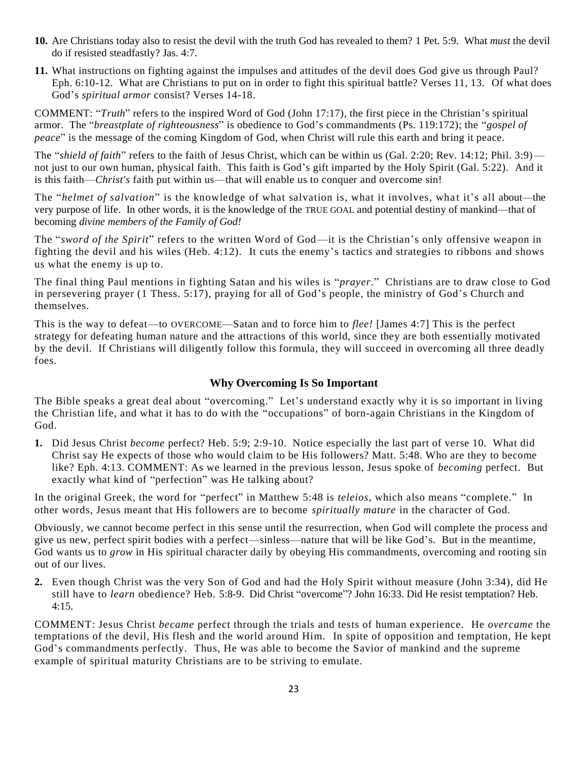**10.** Are Christians today also to resist the devil with the truth God has revealed to them? 1 Pet. 5:9. What *must* the devil do if resisted steadfastly? Jas. 4:7.

**11.** What instructions on fighting against the impulses and attitudes of the devil does God give us through Paul? Eph. 6:10-12. What are Christians to put on in order to fight this spiritual battle? Verses 11, 13. Of what does God's *spiritual armor* consist? Verses 14-18.

COMMENT: "*Truth*" refers to the inspired Word of God (John 17:17), the first piece in the Christian's spiritual armor. The "*breastplate of righteousness*" is obedience to God's commandments (Ps. 119:172); the "*gospel of peace*" is the message of the coming Kingdom of God, when Christ will rule this earth and bring it peace.

The "*shield of faith*" refers to the faith of Jesus Christ, which can be within us (Gal. 2:20; Rev. 14:12; Phil. 3:9)—not just to our own human, physical faith. This faith is God's gift imparted by the Holy Spirit (Gal. 5:22). And it is this faith—*Christ's* faith put within us—that will enable us to conquer and overcome sin!

The "*helmet of salvation*" is the knowledge of what salvation is, what it involves, what it's all about—the very purpose of life. In other words, it is the knowledge of the TRUE GOAL and potential destiny of mankind—that of becoming *divine members of the Family of God!*

The "*sword of the Spirit*" refers to the written Word of God—it is the Christian's only offensive weapon in fighting the devil and his wiles (Heb. 4:12). It cuts the enemy's tactics and strategies to ribbons and shows us what the enemy is up to.

The final thing Paul mentions in fighting Satan and his wiles is "*prayer*." Christians are to draw close to God in persevering prayer (1 Thess. 5:17), praying for all of God's people, the ministry of God's Church and themselves.

This is the way to defeat—to OVERCOME—Satan and to force him to *flee!* [James 4:7] This is the perfect strategy for defeating human nature and the attractions of this world, since they are both essentially motivated by the devil. If Christians will diligently follow this formula, they will succeed in overcoming all three deadly foes.

### Why Overcoming Is So Important

The Bible speaks a great deal about "overcoming." Let's understand exactly why it is so important in living the Christian life, and what it has to do with the "occupations" of born-again Christians in the Kingdom of God.

**1.** Did Jesus Christ *become* perfect? Heb. 5:9; 2:9-10. Notice especially the last part of verse 10. What did Christ say He expects of those who would claim to be His followers? Matt. 5:48. Who are they to become like? Eph. 4:13. COMMENT: As we learned in the previous lesson, Jesus spoke of *becoming* perfect. But exactly what kind of "perfection" was He talking about?

In the original Greek, the word for "perfect" in Matthew 5:48 is *teleios*, which also means "complete." In other words, Jesus meant that His followers are to become *spiritually mature* in the character of God.

Obviously, we cannot become perfect in this sense until the resurrection, when God will complete the process and give us new, perfect spirit bodies with a perfect—sinless—nature that will be like God's. But in the meantime, God wants us to *grow* in His spiritual character daily by obeying His commandments, overcoming and rooting sin out of our lives.

**2.** Even though Christ was the very Son of God and had the Holy Spirit without measure (John 3:34), did He still have to *learn* obedience? Heb. 5:8-9. Did Christ "overcome"? John 16:33. Did He resist temptation? Heb. 4:15.

COMMENT: Jesus Christ *became* perfect through the trials and tests of human experience. He *overcame* the temptations of the devil, His flesh and the world around Him. In spite of opposition and temptation, He kept God's commandments perfectly. Thus, He was able to become the Savior of mankind and the supreme example of spiritual maturity Christians are to be striving to emulate.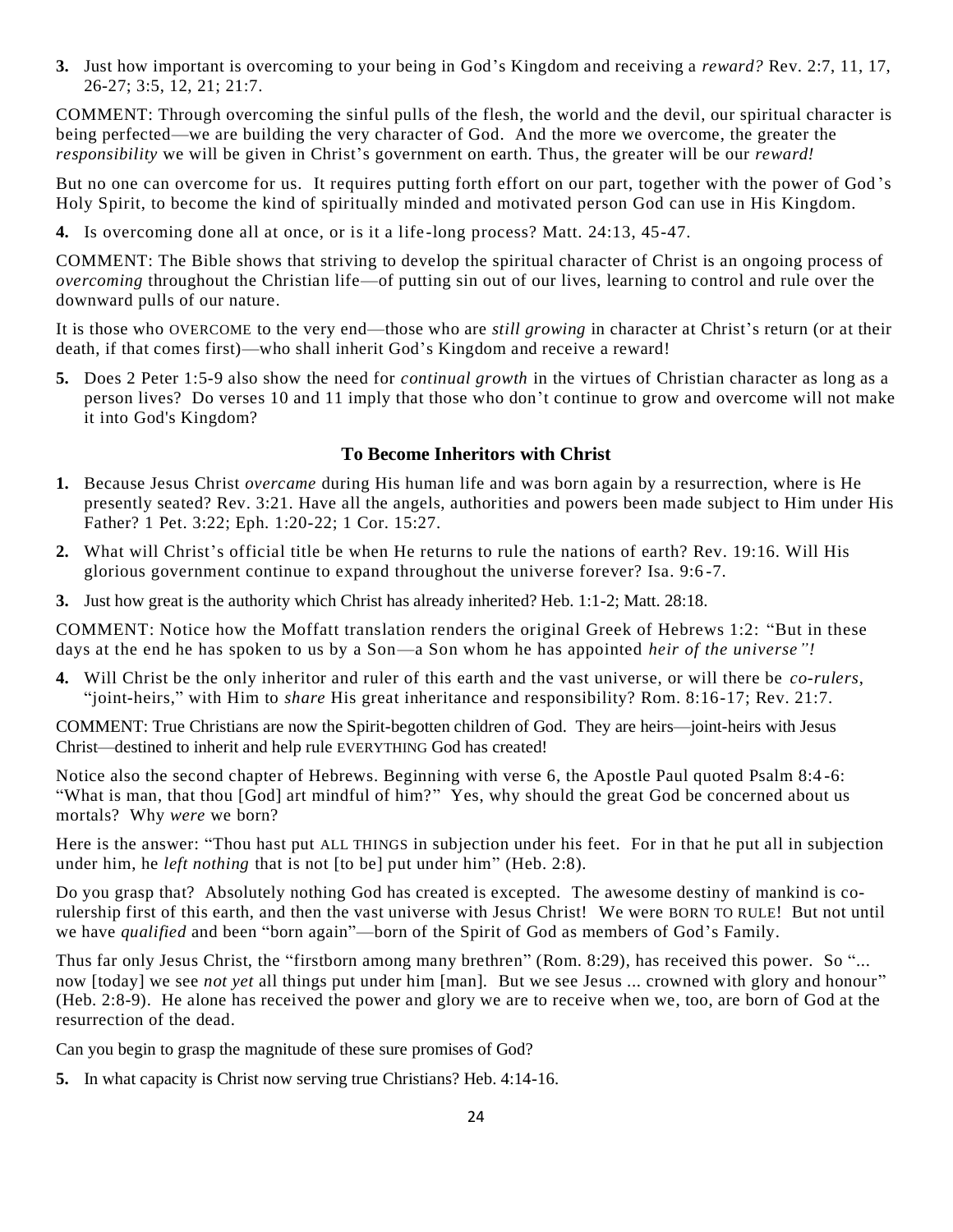**3.** Just how important is overcoming to your being in God's Kingdom and receiving a *reward?* Rev. 2:7, 11, 17, 26-27; 3:5, 12, 21; 21:7.

COMMENT: Through overcoming the sinful pulls of the flesh, the world and the devil, our spiritual character is being perfected—we are building the very character of God. And the more we overcome, the greater the *responsibility* we will be given in Christ's government on earth. Thus, the greater will be our *reward!*

But no one can overcome for us. It requires putting forth effort on our part, together with the power of God's Holy Spirit, to become the kind of spiritually minded and motivated person God can use in His Kingdom.

**4.** Is overcoming done all at once, or is it a life-long process? Matt. 24:13, 45-47.

COMMENT: The Bible shows that striving to develop the spiritual character of Christ is an ongoing process of *overcoming* throughout the Christian life—of putting sin out of our lives, learning to control and rule over the downward pulls of our nature.

It is those who OVERCOME to the very end—those who are *still growing* in character at Christ's return (or at their death, if that comes first)—who shall inherit God's Kingdom and receive a reward!

**5.** Does 2 Peter 1:5-9 also show the need for *continual growth* in the virtues of Christian character as long as a person lives? Do verses 10 and 11 imply that those who don't continue to grow and overcome will not make it into God's Kingdom?

### To Become Inheritors with Christ

**1.** Because Jesus Christ *overcame* during His human life and was born again by a resurrection, where is He presently seated? Rev. 3:21. Have all the angels, authorities and powers been made subject to Him under His Father? 1 Pet. 3:22; Eph. 1:20-22; 1 Cor. 15:27.

**2.** What will Christ's official title be when He returns to rule the nations of earth? Rev. 19:16. Will His glorious government continue to expand throughout the universe forever? Isa. 9:6-7.

**3.** Just how great is the authority which Christ has already inherited? Heb. 1:1-2; Matt. 28:18.

COMMENT: Notice how the Moffatt translation renders the original Greek of Hebrews 1:2: "But in these days at the end he has spoken to us by a Son—a Son whom he has appointed *heir of the universe"!*

**4.** Will Christ be the only inheritor and ruler of this earth and the vast universe, or will there be *co-rulers*, "joint-heirs," with Him to *share* His great inheritance and responsibility? Rom. 8:16-17; Rev. 21:7.

COMMENT: True Christians are now the Spirit-begotten children of God. They are heirs—joint-heirs with Jesus Christ—destined to inherit and help rule EVERYTHING God has created!

Notice also the second chapter of Hebrews. Beginning with verse 6, the Apostle Paul quoted Psalm 8:4-6: "What is man, that thou [God] art mindful of him?" Yes, why should the great God be concerned about us mortals? Why *were* we born?

Here is the answer: "Thou hast put ALL THINGS in subjection under his feet. For in that he put all in subjection under him, he *left nothing* that is not [to be] put under him" (Heb. 2:8).

Do you grasp that? Absolutely nothing God has created is excepted. The awesome destiny of mankind is co-rulership first of this earth, and then the vast universe with Jesus Christ! We were BORN TO RULE! But not until we have *qualified* and been "born again"—born of the Spirit of God as members of God's Family.

Thus far only Jesus Christ, the "firstborn among many brethren" (Rom. 8:29), has received this power. So "... now [today] we see *not yet* all things put under him [man]. But we see Jesus ... crowned with glory and honour" (Heb. 2:8-9). He alone has received the power and glory we are to receive when we, too, are born of God at the resurrection of the dead.

Can you begin to grasp the magnitude of these sure promises of God?

**5.** In what capacity is Christ now serving true Christians? Heb. 4:14-16.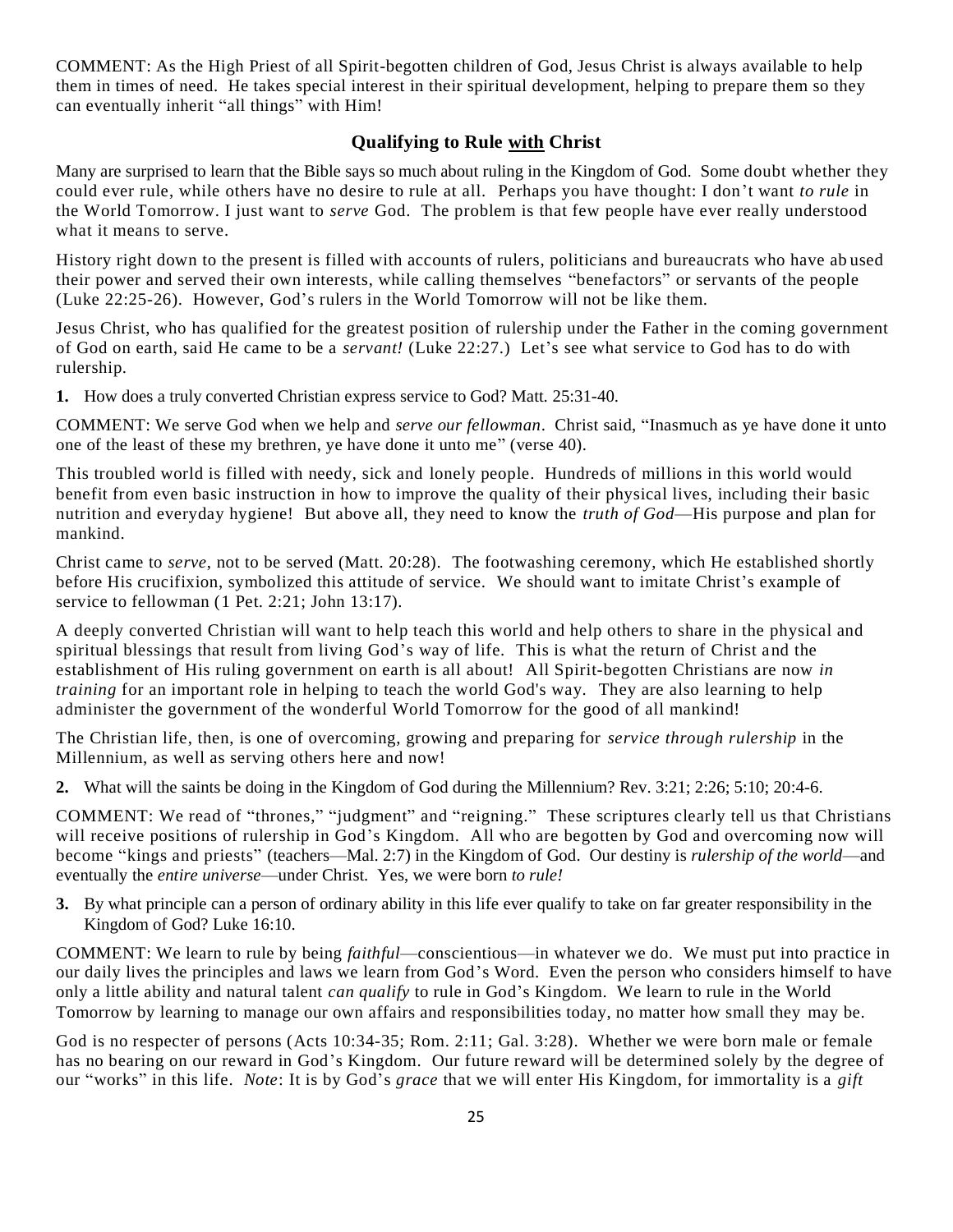COMMENT: As the High Priest of all Spirit-begotten children of God, Jesus Christ is always available to help them in times of need. He takes special interest in their spiritual development, helping to prepare them so they can eventually inherit "all things" with Him!

## Qualifying to Rule with Christ

Many are surprised to learn that the Bible says so much about ruling in the Kingdom of God. Some doubt whether they could ever rule, while others have no desire to rule at all. Perhaps you have thought: I don't want *to rule* in the World Tomorrow. I just want to *serve* God. The problem is that few people have ever really understood what it means to serve.

History right down to the present is filled with accounts of rulers, politicians and bureaucrats who have abused their power and served their own interests, while calling themselves "benefactors" or servants of the people (Luke 22:25-26). However, God's rulers in the World Tomorrow will not be like them.

Jesus Christ, who has qualified for the greatest position of rulership under the Father in the coming government of God on earth, said He came to be a *servant!* (Luke 22:27.) Let's see what service to God has to do with rulership.

**1.** How does a truly converted Christian express service to God? Matt. 25:31-40.

COMMENT: We serve God when we help and *serve our fellowman*. Christ said, "Inasmuch as ye have done it unto one of the least of these my brethren, ye have done it unto me" (verse 40).

This troubled world is filled with needy, sick and lonely people. Hundreds of millions in this world would benefit from even basic instruction in how to improve the quality of their physical lives, including their basic nutrition and everyday hygiene! But above all, they need to know the *truth of God*—His purpose and plan for mankind.

Christ came to *serve*, not to be served (Matt. 20:28). The footwashing ceremony, which He established shortly before His crucifixion, symbolized this attitude of service. We should want to imitate Christ's example of service to fellowman (1 Pet. 2:21; John 13:17).

A deeply converted Christian will want to help teach this world and help others to share in the physical and spiritual blessings that result from living God's way of life. This is what the return of Christ and the establishment of His ruling government on earth is all about! All Spirit-begotten Christians are now *in training* for an important role in helping to teach the world God's way. They are also learning to help administer the government of the wonderful World Tomorrow for the good of all mankind!

The Christian life, then, is one of overcoming, growing and preparing for *service through rulership* in the Millennium, as well as serving others here and now!

**2.** What will the saints be doing in the Kingdom of God during the Millennium? Rev. 3:21; 2:26; 5:10; 20:4-6.

COMMENT: We read of "thrones," "judgment" and "reigning." These scriptures clearly tell us that Christians will receive positions of rulership in God's Kingdom. All who are begotten by God and overcoming now will become "kings and priests" (teachers—Mal. 2:7) in the Kingdom of God. Our destiny is *rulership of the world*—and eventually the *entire universe*—under Christ. Yes, we were born *to rule!*

**3.** By what principle can a person of ordinary ability in this life ever qualify to take on far greater responsibility in the Kingdom of God? Luke 16:10.

COMMENT: We learn to rule by being *faithful*—conscientious—in whatever we do. We must put into practice in our daily lives the principles and laws we learn from God's Word. Even the person who considers himself to have only a little ability and natural talent *can qualify* to rule in God's Kingdom. We learn to rule in the World Tomorrow by learning to manage our own affairs and responsibilities today, no matter how small they may be.

God is no respecter of persons (Acts 10:34-35; Rom. 2:11; Gal. 3:28). Whether we were born male or female has no bearing on our reward in God's Kingdom. Our future reward will be determined solely by the degree of our "works" in this life. *Note*: It is by God's *grace* that we will enter His Kingdom, for immortality is a *gift*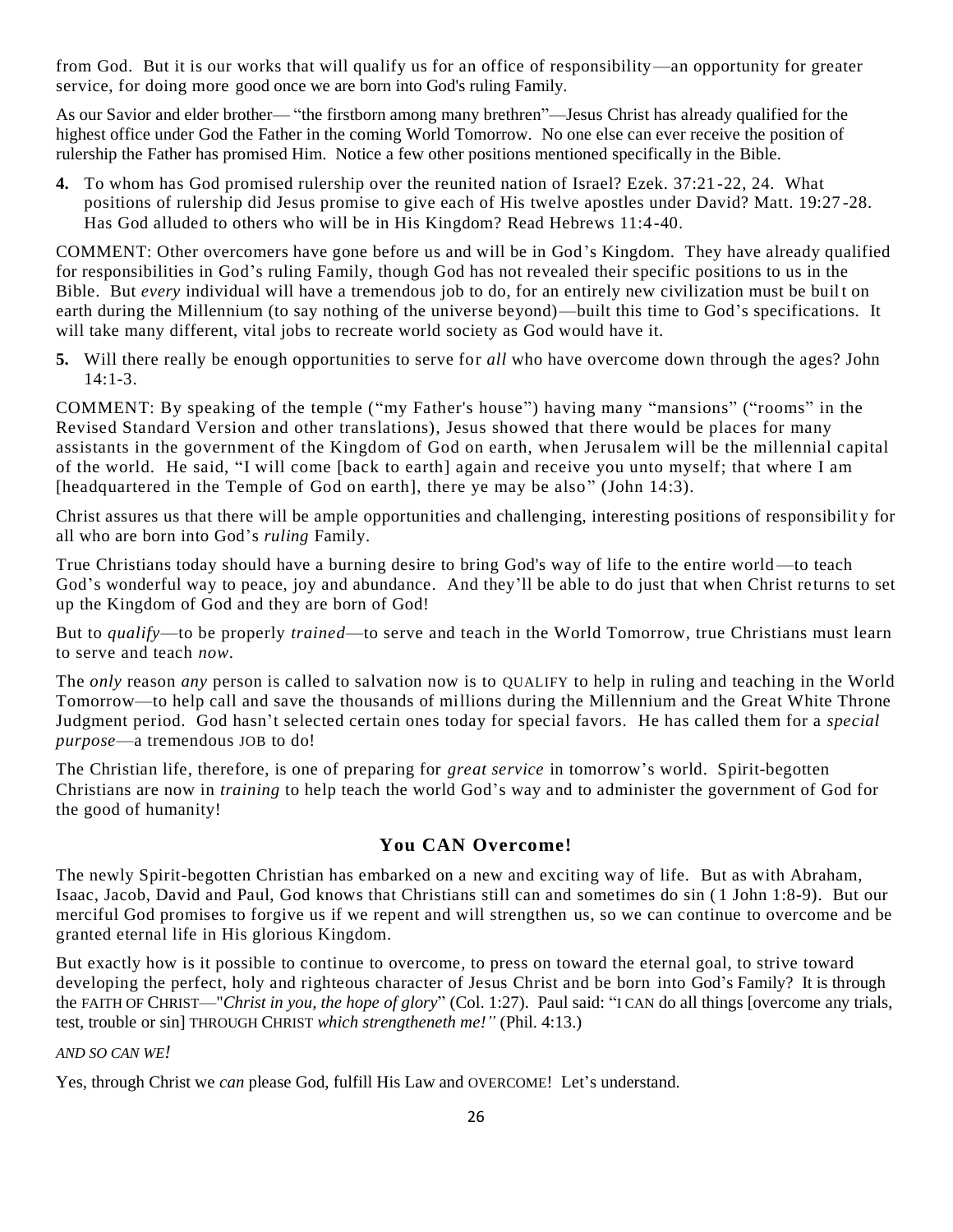from God. But it is our works that will qualify us for an office of responsibility—an opportunity for greater service, for doing more good once we are born into God's ruling Family.

As our Savior and elder brother— "the firstborn among many brethren"—Jesus Christ has already qualified for the highest office under God the Father in the coming World Tomorrow. No one else can ever receive the position of rulership the Father has promised Him. Notice a few other positions mentioned specifically in the Bible.

**4.** To whom has God promised rulership over the reunited nation of Israel? Ezek. 37:21-22, 24. What positions of rulership did Jesus promise to give each of His twelve apostles under David? Matt. 19:27-28. Has God alluded to others who will be in His Kingdom? Read Hebrews 11:4-40.

COMMENT: Other overcomers have gone before us and will be in God's Kingdom. They have already qualified for responsibilities in God's ruling Family, though God has not revealed their specific positions to us in the Bible. But *every* individual will have a tremendous job to do, for an entirely new civilization must be built on earth during the Millennium (to say nothing of the universe beyond)—built this time to God's specifications. It will take many different, vital jobs to recreate world society as God would have it.

**5.** Will there really be enough opportunities to serve for *all* who have overcome down through the ages? John 14:1-3.

COMMENT: By speaking of the temple ("my Father's house") having many "mansions" ("rooms" in the Revised Standard Version and other translations), Jesus showed that there would be places for many assistants in the government of the Kingdom of God on earth, when Jerusalem will be the millennial capital of the world. He said, "I will come [back to earth] again and receive you unto myself; that where I am [headquartered in the Temple of God on earth], there ye may be also" (John 14:3).

Christ assures us that there will be ample opportunities and challenging, interesting positions of responsibility for all who are born into God's *ruling* Family.

True Christians today should have a burning desire to bring God's way of life to the entire world—to teach God's wonderful way to peace, joy and abundance. And they'll be able to do just that when Christ returns to set up the Kingdom of God and they are born of God!

But to *qualify*—to be properly *trained*—to serve and teach in the World Tomorrow, true Christians must learn to serve and teach *now*.

The *only* reason *any* person is called to salvation now is to QUALIFY to help in ruling and teaching in the World Tomorrow—to help call and save the thousands of millions during the Millennium and the Great White Throne Judgment period. God hasn't selected certain ones today for special favors. He has called them for a *special purpose*—a tremendous JOB to do!

The Christian life, therefore, is one of preparing for *great service* in tomorrow's world. Spirit-begotten Christians are now in *training* to help teach the world God's way and to administer the government of God for the good of humanity!

## You CAN Overcome!

The newly Spirit-begotten Christian has embarked on a new and exciting way of life. But as with Abraham, Isaac, Jacob, David and Paul, God knows that Christians still can and sometimes do sin (1 John 1:8-9). But our merciful God promises to forgive us if we repent and will strengthen us, so we can continue to overcome and be granted eternal life in His glorious Kingdom.

But exactly how is it possible to continue to overcome, to press on toward the eternal goal, to strive toward developing the perfect, holy and righteous character of Jesus Christ and be born into God's Family? It is through the FAITH OF CHRIST—"*Christ in you, the hope of glory*" (Col. 1:27). Paul said: "I CAN do all things [overcome any trials, test, trouble or sin] THROUGH CHRIST *which strengtheneth me!"* (Phil. 4:13.)

*AND SO CAN WE!*

Yes, through Christ we *can* please God, fulfill His Law and OVERCOME! Let's understand.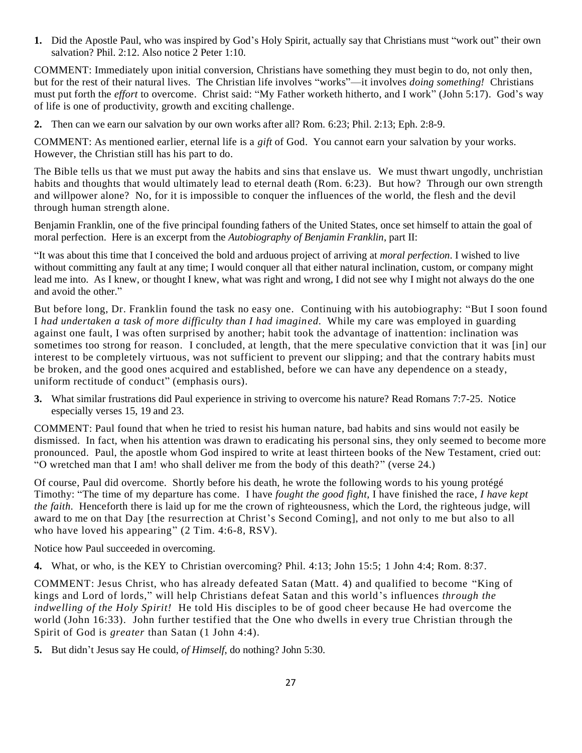**1.** Did the Apostle Paul, who was inspired by God's Holy Spirit, actually say that Christians must "work out" their own salvation? Phil. 2:12. Also notice 2 Peter 1:10.

COMMENT: Immediately upon initial conversion, Christians have something they must begin to do, not only then, but for the rest of their natural lives. The Christian life involves "works"—it involves *doing something!* Christians must put forth the *effort* to overcome. Christ said: "My Father worketh hitherto, and I work" (John 5:17). God's way of life is one of productivity, growth and exciting challenge.

**2.** Then can we earn our salvation by our own works after all? Rom. 6:23; Phil. 2:13; Eph. 2:8-9.

COMMENT: As mentioned earlier, eternal life is a *gift* of God. You cannot earn your salvation by your works. However, the Christian still has his part to do.

The Bible tells us that we must put away the habits and sins that enslave us. We must thwart ungodly, unchristian habits and thoughts that would ultimately lead to eternal death (Rom. 6:23). But how? Through our own strength and willpower alone? No, for it is impossible to conquer the influences of the world, the flesh and the devil through human strength alone.

Benjamin Franklin, one of the five principal founding fathers of the United States, once set himself to attain the goal of moral perfection. Here is an excerpt from the *Autobiography of Benjamin Franklin*, part II:

"It was about this time that I conceived the bold and arduous project of arriving at *moral perfection*. I wished to live without committing any fault at any time; I would conquer all that either natural inclination, custom, or company might lead me into. As I knew, or thought I knew, what was right and wrong, I did not see why I might not always do the one and avoid the other."

But before long, Dr. Franklin found the task no easy one. Continuing with his autobiography: "But I soon found I *had undertaken a task of more difficulty than I had imagined.* While my care was employed in guarding against one fault, I was often surprised by another; habit took the advantage of inattention: inclination was sometimes too strong for reason. I concluded, at length, that the mere speculative conviction that it was [in] our interest to be completely virtuous, was not sufficient to prevent our slipping; and that the contrary habits must be broken, and the good ones acquired and established, before we can have any dependence on a steady, uniform rectitude of conduct" (emphasis ours).

**3.** What similar frustrations did Paul experience in striving to overcome his nature? Read Romans 7:7-25. Notice especially verses 15, 19 and 23.

COMMENT: Paul found that when he tried to resist his human nature, bad habits and sins would not easily be dismissed. In fact, when his attention was drawn to eradicating his personal sins, they only seemed to become more pronounced. Paul, the apostle whom God inspired to write at least thirteen books of the New Testament, cried out: "O wretched man that I am! who shall deliver me from the body of this death?" (verse 24.)

Of course, Paul did overcome. Shortly before his death, he wrote the following words to his young protégé Timothy: "The time of my departure has come. I have *fought the good fight*, I have finished the race, *I have kept the faith*. Henceforth there is laid up for me the crown of righteousness, which the Lord, the righteous judge, will award to me on that Day [the resurrection at Christ's Second Coming], and not only to me but also to all who have loved his appearing" (2 Tim. 4:6-8, RSV).

Notice how Paul succeeded in overcoming.

**4.** What, or who, is the KEY to Christian overcoming? Phil. 4:13; John 15:5; 1 John 4:4; Rom. 8:37.

COMMENT: Jesus Christ, who has already defeated Satan (Matt. 4) and qualified to become "King of kings and Lord of lords," will help Christians defeat Satan and this world's influences *through the indwelling of the Holy Spirit!* He told His disciples to be of good cheer because He had overcome the world (John 16:33). John further testified that the One who dwells in every true Christian through the Spirit of God is *greater* than Satan (1 John 4:4).

**5.** But didn't Jesus say He could, *of Himself*, do nothing? John 5:30.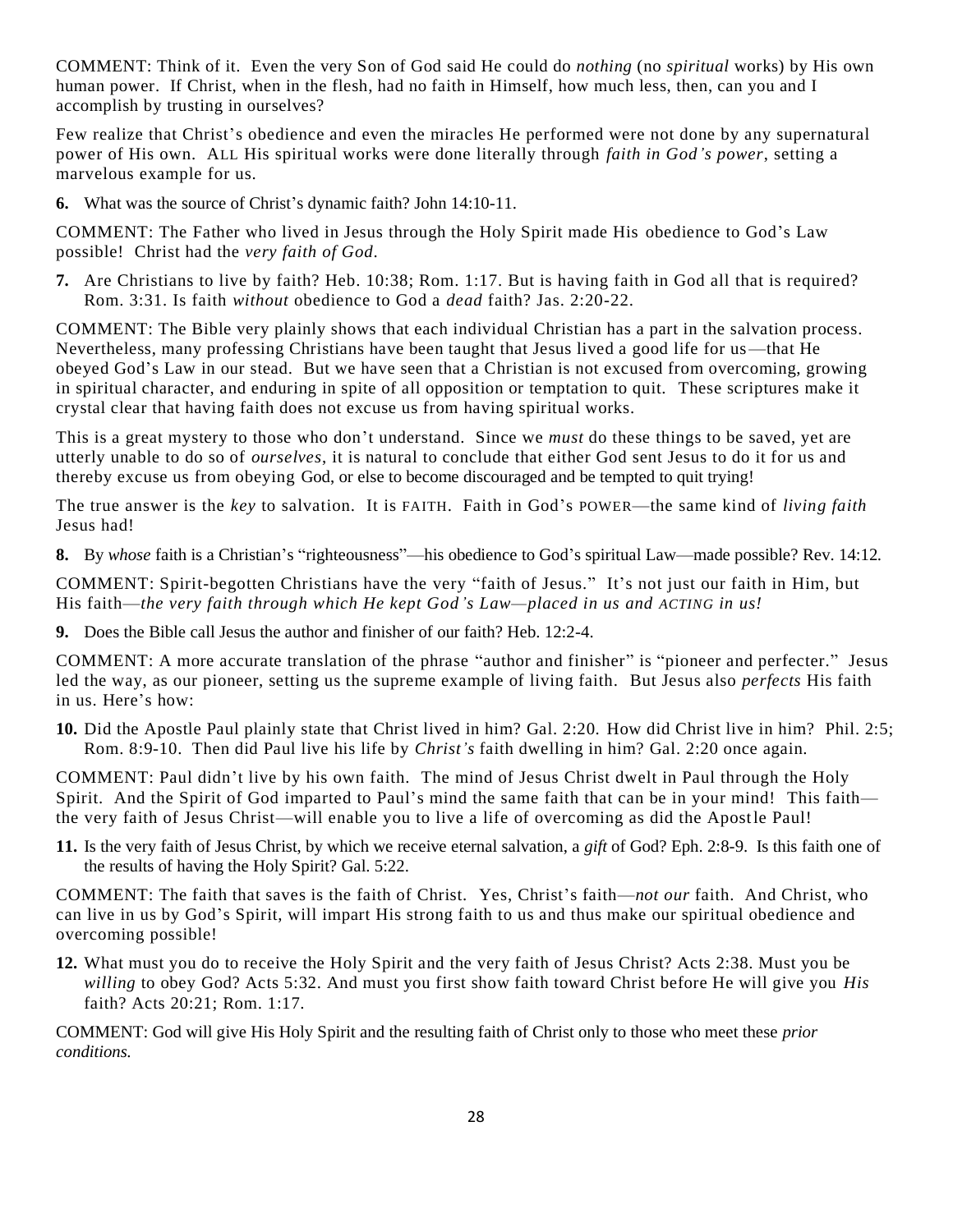COMMENT: Think of it. Even the very Son of God said He could do *nothing* (no *spiritual* works) by His own human power. If Christ, when in the flesh, had no faith in Himself, how much less, then, can you and I accomplish by trusting in ourselves?

Few realize that Christ's obedience and even the miracles He performed were not done by any supernatural power of His own. ALL His spiritual works were done literally through *faith in God's power*, setting a marvelous example for us.

**6.** What was the source of Christ's dynamic faith? John 14:10-11.

COMMENT: The Father who lived in Jesus through the Holy Spirit made His obedience to God's Law possible! Christ had the *very faith of God*.

**7.** Are Christians to live by faith? Heb. 10:38; Rom. 1:17. But is having faith in God all that is required? Rom. 3:31. Is faith *without* obedience to God a *dead* faith? Jas. 2:20-22.

COMMENT: The Bible very plainly shows that each individual Christian has a part in the salvation process. Nevertheless, many professing Christians have been taught that Jesus lived a good life for us—that He obeyed God's Law in our stead. But we have seen that a Christian is not excused from overcoming, growing in spiritual character, and enduring in spite of all opposition or temptation to quit. These scriptures make it crystal clear that having faith does not excuse us from having spiritual works.

This is a great mystery to those who don't understand. Since we *must* do these things to be saved, yet are utterly unable to do so of *ourselves*, it is natural to conclude that either God sent Jesus to do it for us and thereby excuse us from obeying God, or else to become discouraged and be tempted to quit trying!

The true answer is the *key* to salvation. It is FAITH. Faith in God's POWER—the same kind of *living faith* Jesus had!

**8.** By *whose* faith is a Christian's "righteousness"—his obedience to God's spiritual Law—made possible? Rev. 14:12.

COMMENT: Spirit-begotten Christians have the very "faith of Jesus." It's not just our faith in Him, but His faith—*the very faith through which He kept God's Law—placed in us and ACTING in us!*

**9.** Does the Bible call Jesus the author and finisher of our faith? Heb. 12:2-4.

COMMENT: A more accurate translation of the phrase "author and finisher" is "pioneer and perfecter." Jesus led the way, as our pioneer, setting us the supreme example of living faith. But Jesus also *perfects* His faith in us. Here's how:

**10.** Did the Apostle Paul plainly state that Christ lived in him? Gal. 2:20. How did Christ live in him? Phil. 2:5; Rom. 8:9-10. Then did Paul live his life by *Christ's* faith dwelling in him? Gal. 2:20 once again.

COMMENT: Paul didn't live by his own faith. The mind of Jesus Christ dwelt in Paul through the Holy Spirit. And the Spirit of God imparted to Paul's mind the same faith that can be in your mind! This faith—the very faith of Jesus Christ—will enable you to live a life of overcoming as did the Apostle Paul!

**11.** Is the very faith of Jesus Christ, by which we receive eternal salvation, a *gift* of God? Eph. 2:8-9. Is this faith one of the results of having the Holy Spirit? Gal. 5:22.

COMMENT: The faith that saves is the faith of Christ. Yes, Christ's faith—*not our* faith. And Christ, who can live in us by God's Spirit, will impart His strong faith to us and thus make our spiritual obedience and overcoming possible!

**12.** What must you do to receive the Holy Spirit and the very faith of Jesus Christ? Acts 2:38. Must you be *willing* to obey God? Acts 5:32. And must you first show faith toward Christ before He will give you *His* faith? Acts 20:21; Rom. 1:17.

COMMENT: God will give His Holy Spirit and the resulting faith of Christ only to those who meet these *prior conditions.*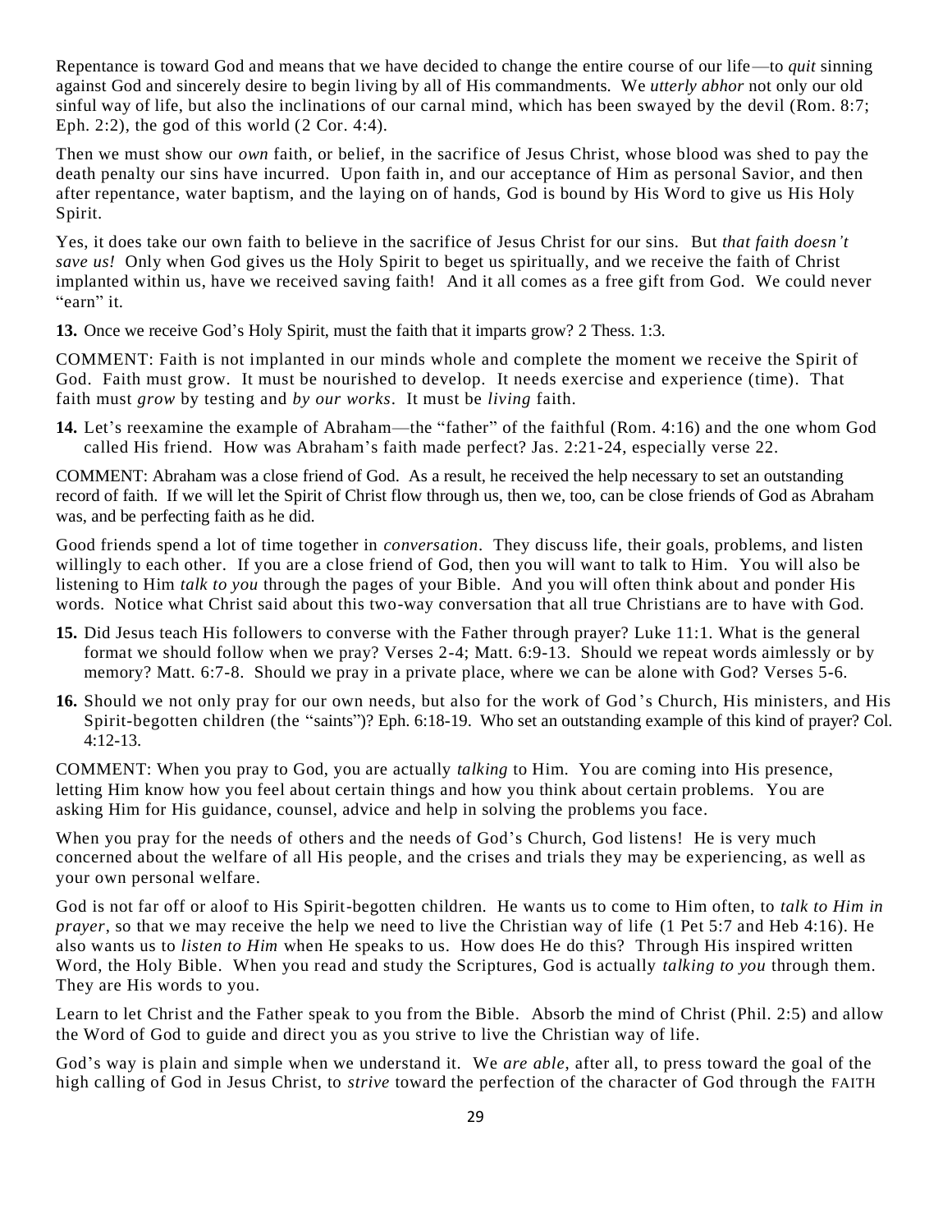Repentance is toward God and means that we have decided to change the entire course of our life—to *quit* sinning against God and sincerely desire to begin living by all of His commandments. We *utterly abhor* not only our old sinful way of life, but also the inclinations of our carnal mind, which has been swayed by the devil (Rom. 8:7; Eph. 2:2), the god of this world (2 Cor. 4:4).

Then we must show our *own* faith, or belief, in the sacrifice of Jesus Christ, whose blood was shed to pay the death penalty our sins have incurred. Upon faith in, and our acceptance of Him as personal Savior, and then after repentance, water baptism, and the laying on of hands, God is bound by His Word to give us His Holy Spirit.

Yes, it does take our own faith to believe in the sacrifice of Jesus Christ for our sins. But *that faith doesn't save us!* Only when God gives us the Holy Spirit to beget us spiritually, and we receive the faith of Christ implanted within us, have we received saving faith! And it all comes as a free gift from God. We could never "earn" it.

**13.** Once we receive God's Holy Spirit, must the faith that it imparts grow? 2 Thess. 1:3.

COMMENT: Faith is not implanted in our minds whole and complete the moment we receive the Spirit of God. Faith must grow. It must be nourished to develop. It needs exercise and experience (time). That faith must *grow* by testing and *by our works*. It must be *living* faith.

**14.** Let's reexamine the example of Abraham—the "father" of the faithful (Rom. 4:16) and the one whom God called His friend. How was Abraham's faith made perfect? Jas. 2:21-24, especially verse 22.

COMMENT: Abraham was a close friend of God. As a result, he received the help necessary to set an outstanding record of faith. If we will let the Spirit of Christ flow through us, then we, too, can be close friends of God as Abraham was, and be perfecting faith as he did.

Good friends spend a lot of time together in *conversation*. They discuss life, their goals, problems, and listen willingly to each other. If you are a close friend of God, then you will want to talk to Him. You will also be listening to Him *talk to you* through the pages of your Bible. And you will often think about and ponder His words. Notice what Christ said about this two-way conversation that all true Christians are to have with God.

**15.** Did Jesus teach His followers to converse with the Father through prayer? Luke 11:1. What is the general format we should follow when we pray? Verses 2-4; Matt. 6:9-13. Should we repeat words aimlessly or by memory? Matt. 6:7-8. Should we pray in a private place, where we can be alone with God? Verses 5-6.

**16.** Should we not only pray for our own needs, but also for the work of God's Church, His ministers, and His Spirit-begotten children (the "saints")? Eph. 6:18-19. Who set an outstanding example of this kind of prayer? Col. 4:12-13.

COMMENT: When you pray to God, you are actually *talking* to Him. You are coming into His presence, letting Him know how you feel about certain things and how you think about certain problems. You are asking Him for His guidance, counsel, advice and help in solving the problems you face.

When you pray for the needs of others and the needs of God's Church, God listens! He is very much concerned about the welfare of all His people, and the crises and trials they may be experiencing, as well as your own personal welfare.

God is not far off or aloof to His Spirit-begotten children. He wants us to come to Him often, to *talk to Him in prayer*, so that we may receive the help we need to live the Christian way of life (1 Pet 5:7 and Heb 4:16). He also wants us to *listen to Him* when He speaks to us. How does He do this? Through His inspired written Word, the Holy Bible. When you read and study the Scriptures, God is actually *talking to you* through them. They are His words to you.

Learn to let Christ and the Father speak to you from the Bible. Absorb the mind of Christ (Phil. 2:5) and allow the Word of God to guide and direct you as you strive to live the Christian way of life.

God's way is plain and simple when we understand it. We *are able*, after all, to press toward the goal of the high calling of God in Jesus Christ, to *strive* toward the perfection of the character of God through the FAITH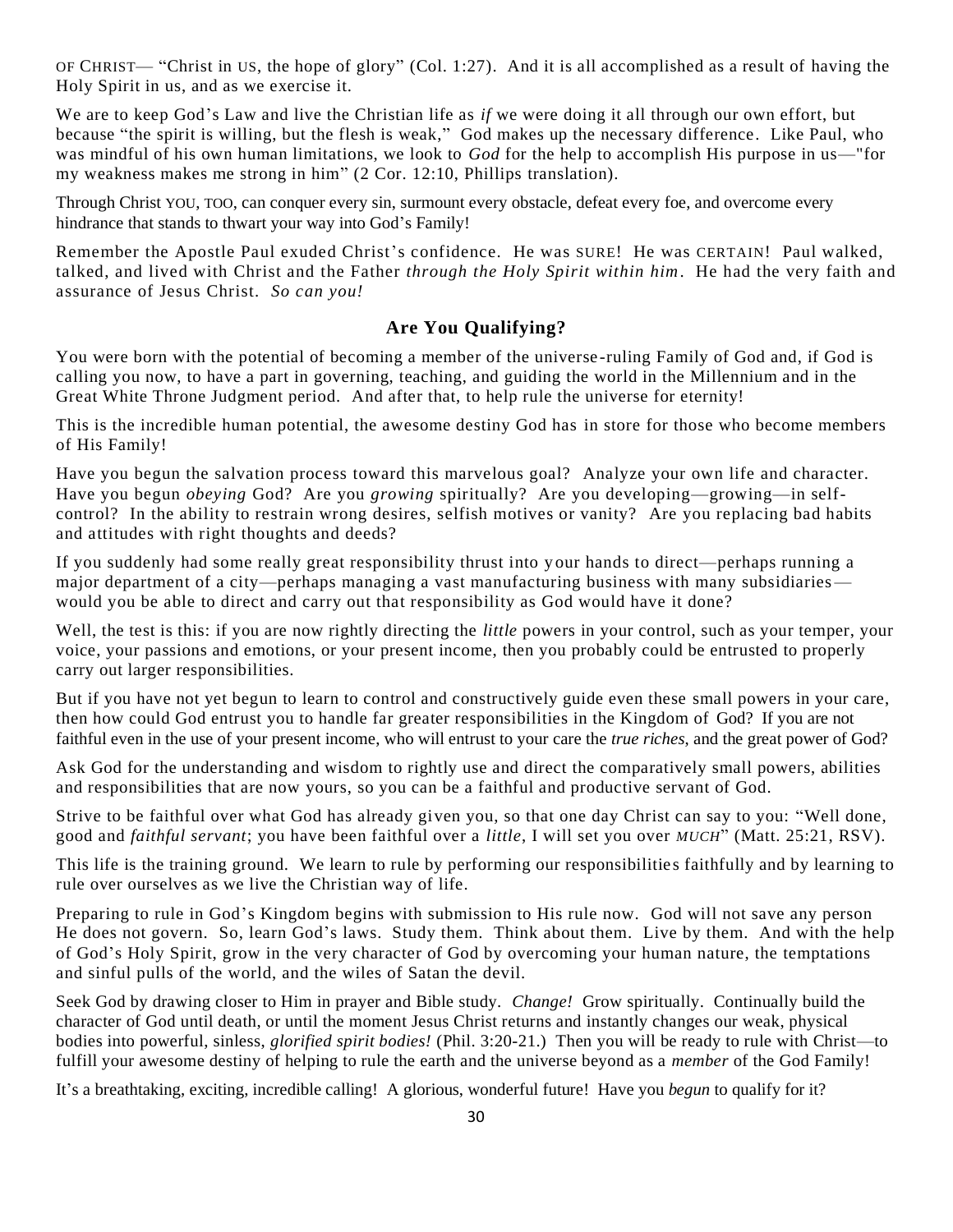OF CHRIST— "Christ in US, the hope of glory" (Col. 1:27). And it is all accomplished as a result of having the Holy Spirit in us, and as we exercise it.

We are to keep God's Law and live the Christian life as *if* we were doing it all through our own effort, but because "the spirit is willing, but the flesh is weak," God makes up the necessary difference. Like Paul, who was mindful of his own human limitations, we look to *God* for the help to accomplish His purpose in us—"for my weakness makes me strong in him" (2 Cor. 12:10, Phillips translation).

Through Christ YOU, TOO, can conquer every sin, surmount every obstacle, defeat every foe, and overcome every hindrance that stands to thwart your way into God's Family!

Remember the Apostle Paul exuded Christ's confidence. He was SURE! He was CERTAIN! Paul walked, talked, and lived with Christ and the Father *through the Holy Spirit within him*. He had the very faith and assurance of Jesus Christ. *So can you!*

## Are You Qualifying?

You were born with the potential of becoming a member of the universe-ruling Family of God and, if God is calling you now, to have a part in governing, teaching, and guiding the world in the Millennium and in the Great White Throne Judgment period. And after that, to help rule the universe for eternity!

This is the incredible human potential, the awesome destiny God has in store for those who become members of His Family!

Have you begun the salvation process toward this marvelous goal? Analyze your own life and character. Have you begun *obeying* God? Are you *growing* spiritually? Are you developing—growing—in self-control? In the ability to restrain wrong desires, selfish motives or vanity? Are you replacing bad habits and attitudes with right thoughts and deeds?

If you suddenly had some really great responsibility thrust into your hands to direct—perhaps running a major department of a city—perhaps managing a vast manufacturing business with many subsidiaries—would you be able to direct and carry out that responsibility as God would have it done?

Well, the test is this: if you are now rightly directing the *little* powers in your control, such as your temper, your voice, your passions and emotions, or your present income, then you probably could be entrusted to properly carry out larger responsibilities.

But if you have not yet begun to learn to control and constructively guide even these small powers in your care, then how could God entrust you to handle far greater responsibilities in the Kingdom of God? If you are not faithful even in the use of your present income, who will entrust to your care the *true riches*, and the great power of God?

Ask God for the understanding and wisdom to rightly use and direct the comparatively small powers, abilities and responsibilities that are now yours, so you can be a faithful and productive servant of God.

Strive to be faithful over what God has already given you, so that one day Christ can say to you: "Well done, good and *faithful servant*; you have been faithful over a *little*, I will set you over *MUCH*" (Matt. 25:21, RSV).

This life is the training ground. We learn to rule by performing our responsibilities faithfully and by learning to rule over ourselves as we live the Christian way of life.

Preparing to rule in God's Kingdom begins with submission to His rule now. God will not save any person He does not govern. So, learn God's laws. Study them. Think about them. Live by them. And with the help of God's Holy Spirit, grow in the very character of God by overcoming your human nature, the temptations and sinful pulls of the world, and the wiles of Satan the devil.

Seek God by drawing closer to Him in prayer and Bible study. *Change!* Grow spiritually. Continually build the character of God until death, or until the moment Jesus Christ returns and instantly changes our weak, physical bodies into powerful, sinless, *glorified spirit bodies!* (Phil. 3:20-21.) Then you will be ready to rule with Christ—to fulfill your awesome destiny of helping to rule the earth and the universe beyond as a *member* of the God Family!

It's a breathtaking, exciting, incredible calling! A glorious, wonderful future! Have you *begun* to qualify for it?